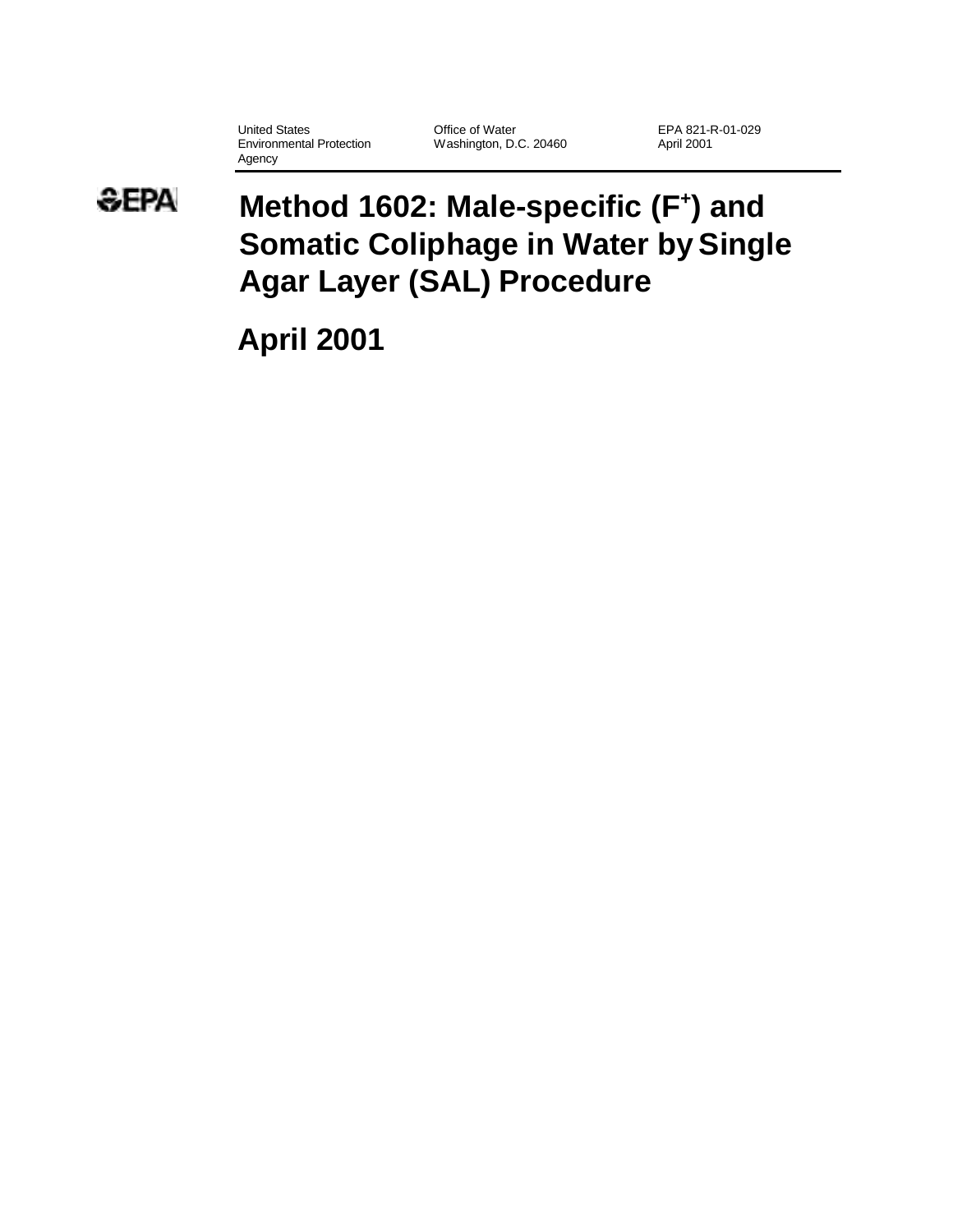United States Environmental Protection Agency

Office of Water
Washington, D.C. 20460

EPA 821-R-01-029
April 2001

EPA

# Method 1602: Male-specific ($F^+$) and Somatic Coliphage in Water by Single Agar Layer (SAL) Procedure

# April 2001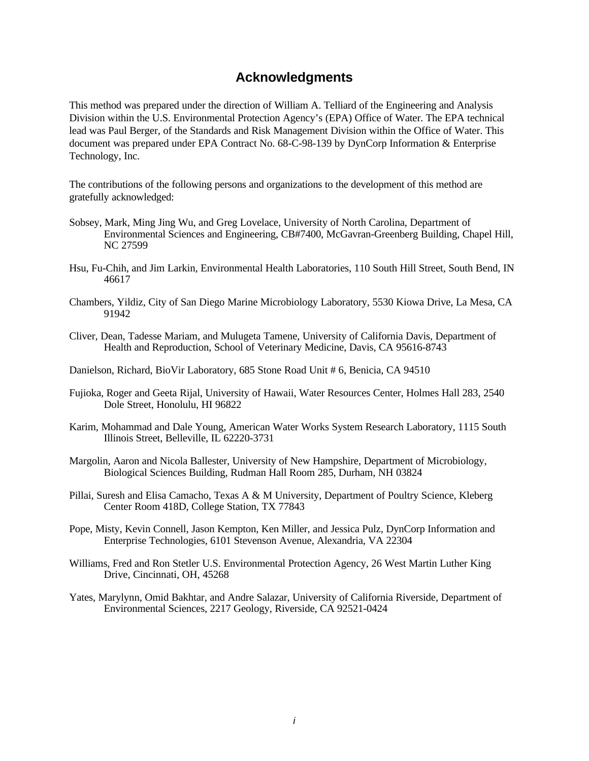# Acknowledgments

This method was prepared under the direction of William A. Telliard of the Engineering and Analysis Division within the U.S. Environmental Protection Agency's (EPA) Office of Water. The EPA technical lead was Paul Berger, of the Standards and Risk Management Division within the Office of Water. This document was prepared under EPA Contract No. 68-C-98-139 by DynCorp Information & Enterprise Technology, Inc.

The contributions of the following persons and organizations to the development of this method are gratefully acknowledged:

Sobsey, Mark, Ming Jing Wu, and Greg Lovelace, University of North Carolina, Department of Environmental Sciences and Engineering, CB#7400, McGavran-Greenberg Building, Chapel Hill, NC 27599

Hsu, Fu-Chih, and Jim Larkin, Environmental Health Laboratories, 110 South Hill Street, South Bend, IN 46617

Chambers, Yildiz, City of San Diego Marine Microbiology Laboratory, 5530 Kiowa Drive, La Mesa, CA 91942

Cliver, Dean, Tadesse Mariam, and Mulugeta Tamene, University of California Davis, Department of Health and Reproduction, School of Veterinary Medicine, Davis, CA 95616-8743

Danielson, Richard, BioVir Laboratory, 685 Stone Road Unit # 6, Benicia, CA 94510

Fujioka, Roger and Geeta Rijal, University of Hawaii, Water Resources Center, Holmes Hall 283, 2540 Dole Street, Honolulu, HI 96822

Karim, Mohammad and Dale Young, American Water Works System Research Laboratory, 1115 South Illinois Street, Belleville, IL 62220-3731

Margolin, Aaron and Nicola Ballester, University of New Hampshire, Department of Microbiology, Biological Sciences Building, Rudman Hall Room 285, Durham, NH 03824

Pillai, Suresh and Elisa Camacho, Texas A & M University, Department of Poultry Science, Kleberg Center Room 418D, College Station, TX 77843

Pope, Misty, Kevin Connell, Jason Kempton, Ken Miller, and Jessica Pulz, DynCorp Information and Enterprise Technologies, 6101 Stevenson Avenue, Alexandria, VA 22304

Williams, Fred and Ron Stetler U.S. Environmental Protection Agency, 26 West Martin Luther King Drive, Cincinnati, OH, 45268

Yates, Marylynn, Omid Bakhtar, and Andre Salazar, University of California Riverside, Department of Environmental Sciences, 2217 Geology, Riverside, CA 92521-0424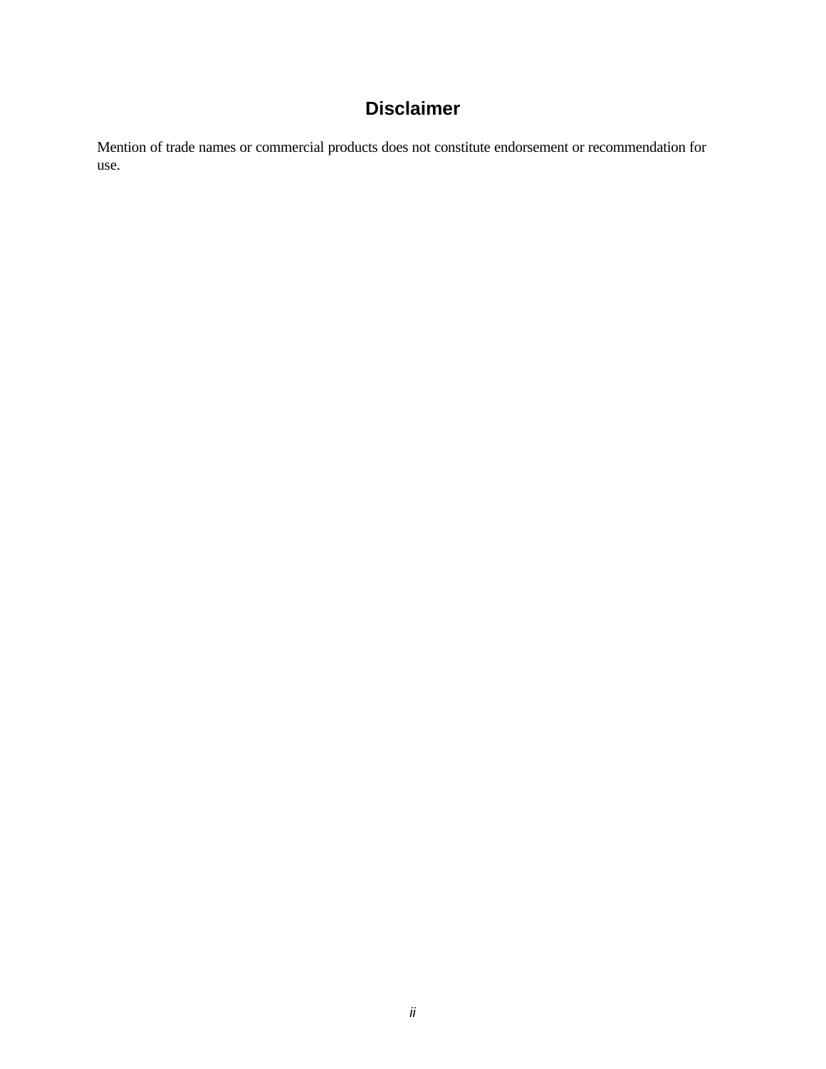# Disclaimer

Mention of trade names or commercial products does not constitute endorsement or recommendation for use.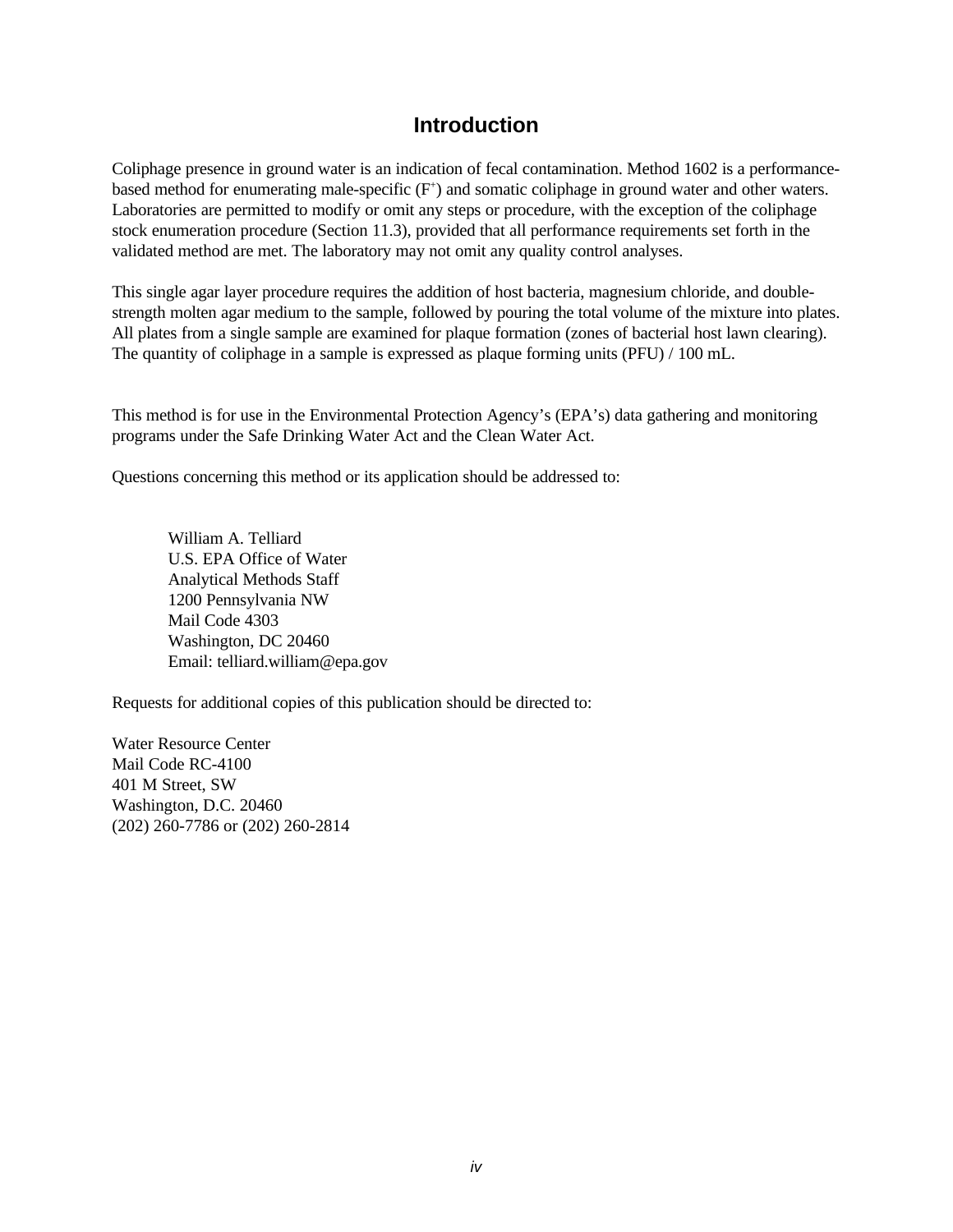# Introduction

Coliphage presence in ground water is an indication of fecal contamination. Method 1602 is a performance-based method for enumerating male-specific ($F^+$) and somatic coliphage in ground water and other waters. Laboratories are permitted to modify or omit any steps or procedure, with the exception of the coliphage stock enumeration procedure (Section 11.3), provided that all performance requirements set forth in the validated method are met. The laboratory may not omit any quality control analyses.

This single agar layer procedure requires the addition of host bacteria, magnesium chloride, and double-strength molten agar medium to the sample, followed by pouring the total volume of the mixture into plates. All plates from a single sample are examined for plaque formation (zones of bacterial host lawn clearing). The quantity of coliphage in a sample is expressed as plaque forming units (PFU) / 100 mL.

This method is for use in the Environmental Protection Agency's (EPA's) data gathering and monitoring programs under the Safe Drinking Water Act and the Clean Water Act.

Questions concerning this method or its application should be addressed to:

William A. Telliard
U.S. EPA Office of Water
Analytical Methods Staff
1200 Pennsylvania NW
Mail Code 4303
Washington, DC 20460
Email: telliard.william@epa.gov

Requests for additional copies of this publication should be directed to:

Water Resource Center
Mail Code RC-4100
401 M Street, SW
Washington, D.C. 20460
(202) 260-7786 or (202) 260-2814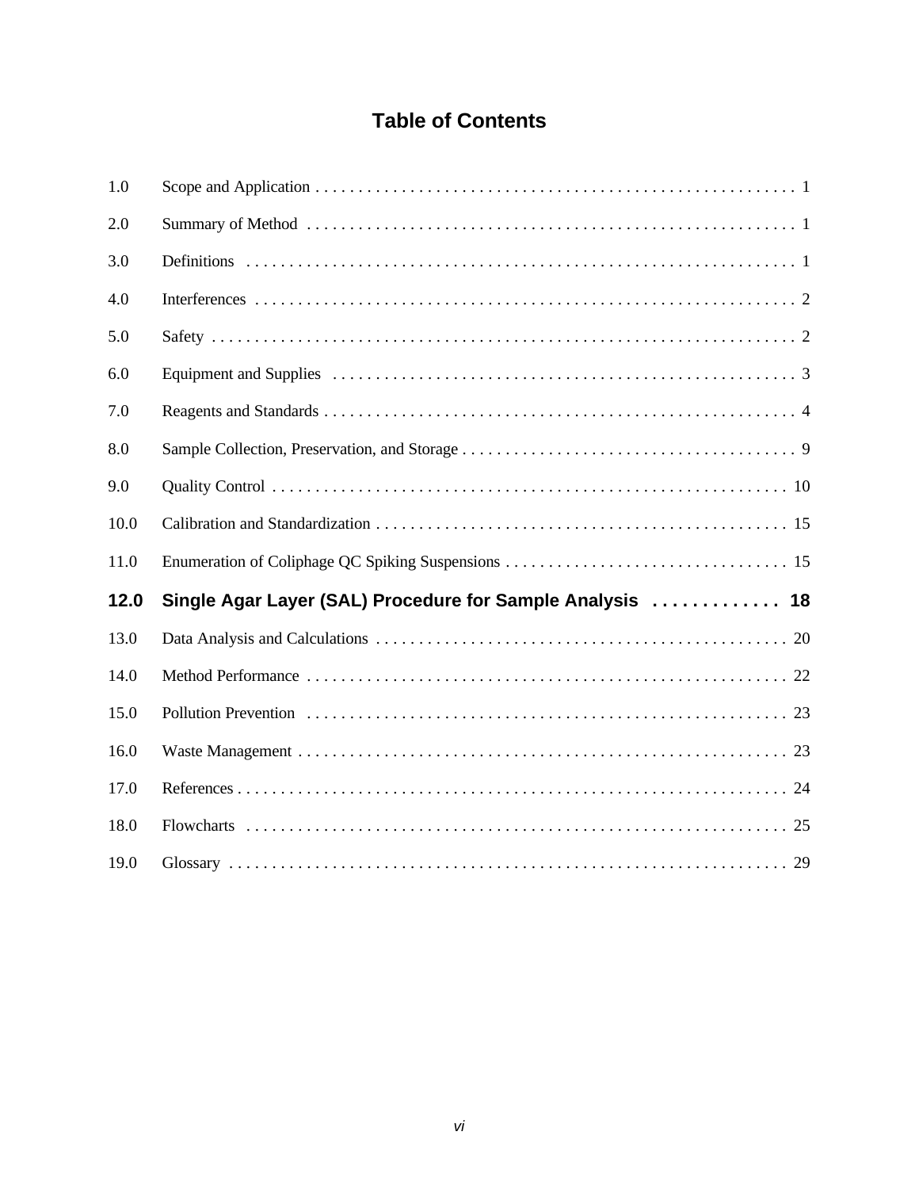# Table of Contents

1.0 Scope and Application . . . . . . . . . . . . . . . . . . . . . . . . . . . . . . . . . . . . . . . . . . . . . . . . . . . . . 1

2.0 Summary of Method . . . . . . . . . . . . . . . . . . . . . . . . . . . . . . . . . . . . . . . . . . . . . . . . . . . . . . 1

3.0 Definitions . . . . . . . . . . . . . . . . . . . . . . . . . . . . . . . . . . . . . . . . . . . . . . . . . . . . . . . . . . . . 1

4.0 Interferences . . . . . . . . . . . . . . . . . . . . . . . . . . . . . . . . . . . . . . . . . . . . . . . . . . . . . . . . . . . 2

5.0 Safety . . . . . . . . . . . . . . . . . . . . . . . . . . . . . . . . . . . . . . . . . . . . . . . . . . . . . . . . . . . . . . . 2

6.0 Equipment and Supplies . . . . . . . . . . . . . . . . . . . . . . . . . . . . . . . . . . . . . . . . . . . . . . . . . . . 3

7.0 Reagents and Standards . . . . . . . . . . . . . . . . . . . . . . . . . . . . . . . . . . . . . . . . . . . . . . . . . . . . 4

8.0 Sample Collection, Preservation, and Storage . . . . . . . . . . . . . . . . . . . . . . . . . . . . . . . . . . . . . . 9

9.0 Quality Control . . . . . . . . . . . . . . . . . . . . . . . . . . . . . . . . . . . . . . . . . . . . . . . . . . . . . . . . . 10

10.0 Calibration and Standardization . . . . . . . . . . . . . . . . . . . . . . . . . . . . . . . . . . . . . . . . . . . . . . 15

11.0 Enumeration of Coliphage QC Spiking Suspensions . . . . . . . . . . . . . . . . . . . . . . . . . . . . . . . . . 15

**12.0 Single Agar Layer (SAL) Procedure for Sample Analysis . . . . . . . . . . . . . 18**

13.0 Data Analysis and Calculations . . . . . . . . . . . . . . . . . . . . . . . . . . . . . . . . . . . . . . . . . . . . . . 20

14.0 Method Performance . . . . . . . . . . . . . . . . . . . . . . . . . . . . . . . . . . . . . . . . . . . . . . . . . . . . . 22

15.0 Pollution Prevention . . . . . . . . . . . . . . . . . . . . . . . . . . . . . . . . . . . . . . . . . . . . . . . . . . . . . . 23

16.0 Waste Management . . . . . . . . . . . . . . . . . . . . . . . . . . . . . . . . . . . . . . . . . . . . . . . . . . . . . . 23

17.0 References . . . . . . . . . . . . . . . . . . . . . . . . . . . . . . . . . . . . . . . . . . . . . . . . . . . . . . . . . . . . 24

18.0 Flowcharts . . . . . . . . . . . . . . . . . . . . . . . . . . . . . . . . . . . . . . . . . . . . . . . . . . . . . . . . . . . . 25

19.0 Glossary . . . . . . . . . . . . . . . . . . . . . . . . . . . . . . . . . . . . . . . . . . . . . . . . . . . . . . . . . . . . . . 29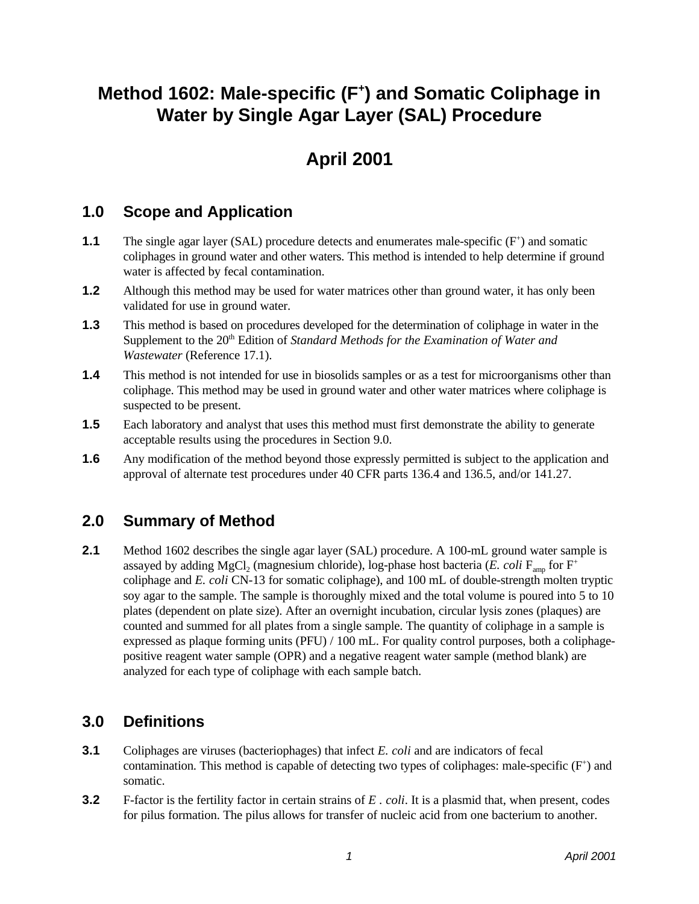# Method 1602: Male-specific ($F^+$) and Somatic Coliphage in Water by Single Agar Layer (SAL) Procedure

# April 2001

## 1.0 Scope and Application

**1.1** The single agar layer (SAL) procedure detects and enumerates male-specific ($F^+$) and somatic coliphages in ground water and other waters. This method is intended to help determine if ground water is affected by fecal contamination.

**1.2** Although this method may be used for water matrices other than ground water, it has only been validated for use in ground water.

**1.3** This method is based on procedures developed for the determination of coliphage in water in the Supplement to the 20th Edition of *Standard Methods for the Examination of Water and Wastewater* (Reference 17.1).

**1.4** This method is not intended for use in biosolids samples or as a test for microorganisms other than coliphage. This method may be used in ground water and other water matrices where coliphage is suspected to be present.

**1.5** Each laboratory and analyst that uses this method must first demonstrate the ability to generate acceptable results using the procedures in Section 9.0.

**1.6** Any modification of the method beyond those expressly permitted is subject to the application and approval of alternate test procedures under 40 CFR parts 136.4 and 136.5, and/or 141.27.

## 2.0 Summary of Method

**2.1** Method 1602 describes the single agar layer (SAL) procedure. A 100-mL ground water sample is assayed by adding $MgCl_2$ (magnesium chloride), log-phase host bacteria (*E. coli* $F_{amp}$ for $F^+$ coliphage and *E. coli* CN-13 for somatic coliphage), and 100 mL of double-strength molten tryptic soy agar to the sample. The sample is thoroughly mixed and the total volume is poured into 5 to 10 plates (dependent on plate size). After an overnight incubation, circular lysis zones (plaques) are counted and summed for all plates from a single sample. The quantity of coliphage in a sample is expressed as plaque forming units (PFU) / 100 mL. For quality control purposes, both a coliphage-positive reagent water sample (OPR) and a negative reagent water sample (method blank) are analyzed for each type of coliphage with each sample batch.

## 3.0 Definitions

**3.1** Coliphages are viruses (bacteriophages) that infect *E. coli* and are indicators of fecal contamination. This method is capable of detecting two types of coliphages: male-specific ($F^+$) and somatic.

**3.2** F-factor is the fertility factor in certain strains of *E . coli*. It is a plasmid that, when present, codes for pilus formation. The pilus allows for transfer of nucleic acid from one bacterium to another.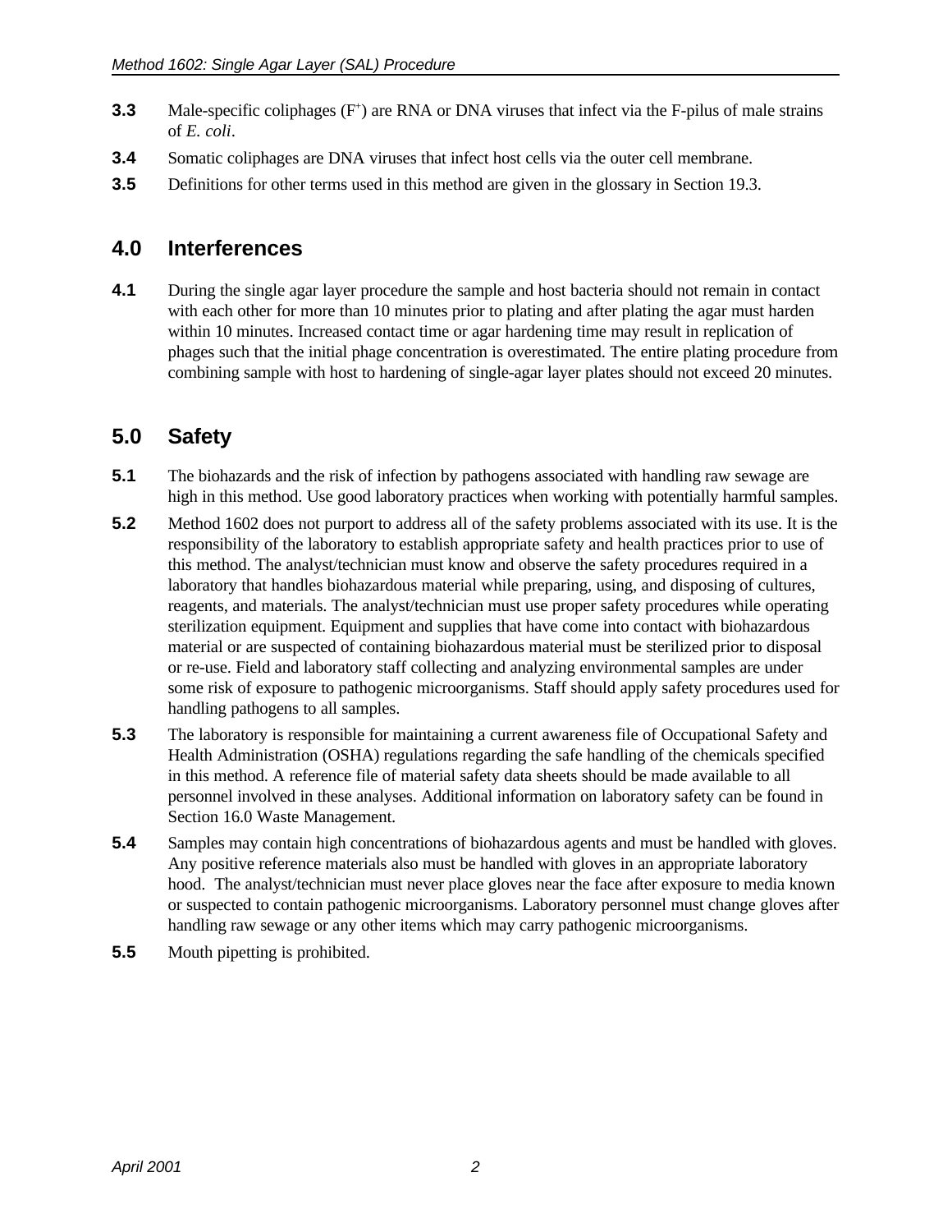**3.3** Male-specific coliphages ($F^{+}$) are RNA or DNA viruses that infect via the F-pilus of male strains of *E. coli*.

**3.4** Somatic coliphages are DNA viruses that infect host cells via the outer cell membrane.

**3.5** Definitions for other terms used in this method are given in the glossary in Section 19.3.

## 4.0 Interferences

**4.1** During the single agar layer procedure the sample and host bacteria should not remain in contact with each other for more than 10 minutes prior to plating and after plating the agar must harden within 10 minutes. Increased contact time or agar hardening time may result in replication of phages such that the initial phage concentration is overestimated. The entire plating procedure from combining sample with host to hardening of single-agar layer plates should not exceed 20 minutes.

## 5.0 Safety

**5.1** The biohazards and the risk of infection by pathogens associated with handling raw sewage are high in this method. Use good laboratory practices when working with potentially harmful samples.

**5.2** Method 1602 does not purport to address all of the safety problems associated with its use. It is the responsibility of the laboratory to establish appropriate safety and health practices prior to use of this method. The analyst/technician must know and observe the safety procedures required in a laboratory that handles biohazardous material while preparing, using, and disposing of cultures, reagents, and materials. The analyst/technician must use proper safety procedures while operating sterilization equipment. Equipment and supplies that have come into contact with biohazardous material or are suspected of containing biohazardous material must be sterilized prior to disposal or re-use. Field and laboratory staff collecting and analyzing environmental samples are under some risk of exposure to pathogenic microorganisms. Staff should apply safety procedures used for handling pathogens to all samples.

**5.3** The laboratory is responsible for maintaining a current awareness file of Occupational Safety and Health Administration (OSHA) regulations regarding the safe handling of the chemicals specified in this method. A reference file of material safety data sheets should be made available to all personnel involved in these analyses. Additional information on laboratory safety can be found in Section 16.0 Waste Management.

**5.4** Samples may contain high concentrations of biohazardous agents and must be handled with gloves. Any positive reference materials also must be handled with gloves in an appropriate laboratory hood. The analyst/technician must never place gloves near the face after exposure to media known or suspected to contain pathogenic microorganisms. Laboratory personnel must change gloves after handling raw sewage or any other items which may carry pathogenic microorganisms.

**5.5** Mouth pipetting is prohibited.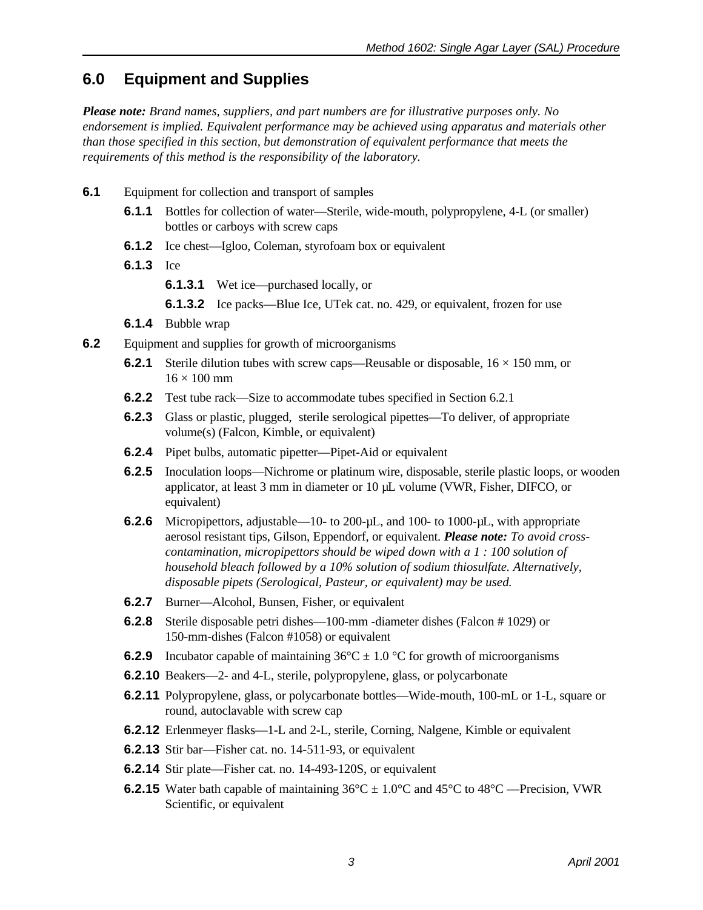## 6.0 Equipment and Supplies

***Please note:*** *Brand names, suppliers, and part numbers are for illustrative purposes only. No endorsement is implied. Equivalent performance may be achieved using apparatus and materials other than those specified in this section, but demonstration of equivalent performance that meets the requirements of this method is the responsibility of the laboratory.*

**6.1** Equipment for collection and transport of samples

- **6.1.1** Bottles for collection of water—Sterile, wide-mouth, polypropylene, 4-L (or smaller) bottles or carboys with screw caps
- **6.1.2** Ice chest—Igloo, Coleman, styrofoam box or equivalent
- **6.1.3** Ice
  - **6.1.3.1** Wet ice—purchased locally, or
  - **6.1.3.2** Ice packs—Blue Ice, UTek cat. no. 429, or equivalent, frozen for use
- **6.1.4** Bubble wrap

**6.2** Equipment and supplies for growth of microorganisms

- **6.2.1** Sterile dilution tubes with screw caps—Reusable or disposable, 16 × 150 mm, or 16 × 100 mm
- **6.2.2** Test tube rack—Size to accommodate tubes specified in Section 6.2.1
- **6.2.3** Glass or plastic, plugged, sterile serological pipettes—To deliver, of appropriate volume(s) (Falcon, Kimble, or equivalent)
- **6.2.4** Pipet bulbs, automatic pipetter—Pipet-Aid or equivalent
- **6.2.5** Inoculation loops—Nichrome or platinum wire, disposable, sterile plastic loops, or wooden applicator, at least 3 mm in diameter or 10 µL volume (VWR, Fisher, DIFCO, or equivalent)
- **6.2.6** Micropipettors, adjustable—10- to 200-µL, and 100- to 1000-µL, with appropriate aerosol resistant tips, Gilson, Eppendorf, or equivalent. ***Please note:*** *To avoid cross-contamination, micropipettors should be wiped down with a 1 : 100 solution of household bleach followed by a 10% solution of sodium thiosulfate. Alternatively, disposable pipets (Serological, Pasteur, or equivalent) may be used.*
- **6.2.7** Burner—Alcohol, Bunsen, Fisher, or equivalent
- **6.2.8** Sterile disposable petri dishes—100-mm -diameter dishes (Falcon # 1029) or 150-mm-dishes (Falcon #1058) or equivalent
- **6.2.9** Incubator capable of maintaining 36°C ± 1.0 °C for growth of microorganisms
- **6.2.10** Beakers—2- and 4-L, sterile, polypropylene, glass, or polycarbonate
- **6.2.11** Polypropylene, glass, or polycarbonate bottles—Wide-mouth, 100-mL or 1-L, square or round, autoclavable with screw cap
- **6.2.12** Erlenmeyer flasks—1-L and 2-L, sterile, Corning, Nalgene, Kimble or equivalent
- **6.2.13** Stir bar—Fisher cat. no. 14-511-93, or equivalent
- **6.2.14** Stir plate—Fisher cat. no. 14-493-120S, or equivalent
- **6.2.15** Water bath capable of maintaining 36°C ± 1.0°C and 45°C to 48°C —Precision, VWR Scientific, or equivalent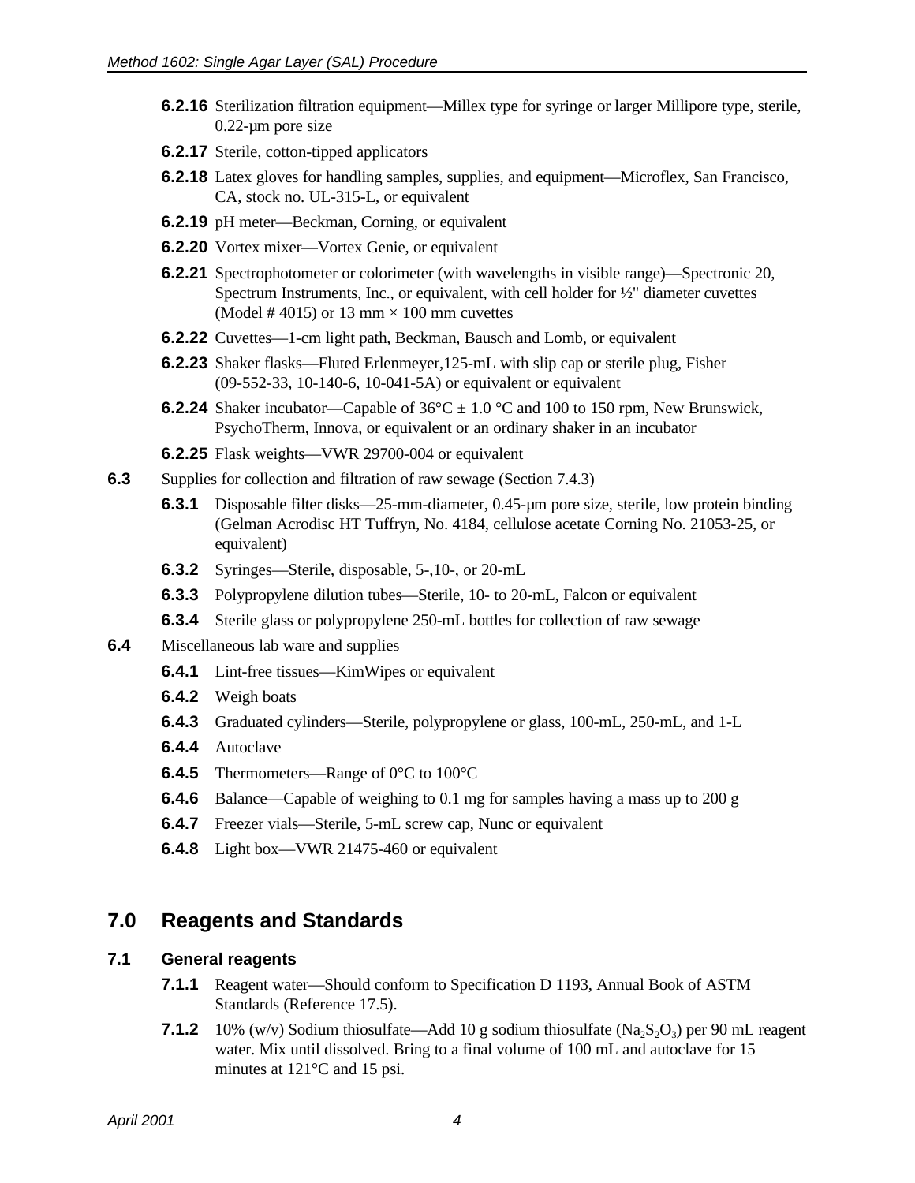**6.2.16** Sterilization filtration equipment—Millex type for syringe or larger Millipore type, sterile, 0.22-µm pore size

**6.2.17** Sterile, cotton-tipped applicators

**6.2.18** Latex gloves for handling samples, supplies, and equipment—Microflex, San Francisco, CA, stock no. UL-315-L, or equivalent

**6.2.19** pH meter—Beckman, Corning, or equivalent

**6.2.20** Vortex mixer—Vortex Genie, or equivalent

**6.2.21** Spectrophotometer or colorimeter (with wavelengths in visible range)—Spectronic 20, Spectrum Instruments, Inc., or equivalent, with cell holder for ½" diameter cuvettes (Model # 4015) or 13 mm × 100 mm cuvettes

**6.2.22** Cuvettes—1-cm light path, Beckman, Bausch and Lomb, or equivalent

**6.2.23** Shaker flasks—Fluted Erlenmeyer,125-mL with slip cap or sterile plug, Fisher (09-552-33, 10-140-6, 10-041-5A) or equivalent or equivalent

**6.2.24** Shaker incubator—Capable of 36°C ± 1.0 °C and 100 to 150 rpm, New Brunswick, PsychoTherm, Innova, or equivalent or an ordinary shaker in an incubator

**6.2.25** Flask weights—VWR 29700-004 or equivalent

**6.3** Supplies for collection and filtration of raw sewage (Section 7.4.3)

**6.3.1** Disposable filter disks—25-mm-diameter, 0.45-µm pore size, sterile, low protein binding (Gelman Acrodisc HT Tuffryn, No. 4184, cellulose acetate Corning No. 21053-25, or equivalent)

**6.3.2** Syringes—Sterile, disposable, 5-,10-, or 20-mL

**6.3.3** Polypropylene dilution tubes—Sterile, 10- to 20-mL, Falcon or equivalent

**6.3.4** Sterile glass or polypropylene 250-mL bottles for collection of raw sewage

**6.4** Miscellaneous lab ware and supplies

**6.4.1** Lint-free tissues—KimWipes or equivalent

**6.4.2** Weigh boats

**6.4.3** Graduated cylinders—Sterile, polypropylene or glass, 100-mL, 250-mL, and 1-L

**6.4.4** Autoclave

**6.4.5** Thermometers—Range of 0°C to 100°C

**6.4.6** Balance—Capable of weighing to 0.1 mg for samples having a mass up to 200 g

**6.4.7** Freezer vials—Sterile, 5-mL screw cap, Nunc or equivalent

**6.4.8** Light box—VWR 21475-460 or equivalent

## 7.0 Reagents and Standards

### 7.1 General reagents

**7.1.1** Reagent water—Should conform to Specification D 1193, Annual Book of ASTM Standards (Reference 17.5).

**7.1.2** 10% (w/v) Sodium thiosulfate—Add 10 g sodium thiosulfate ($Na_2S_2O_3$) per 90 mL reagent water. Mix until dissolved. Bring to a final volume of 100 mL and autoclave for 15 minutes at 121°C and 15 psi.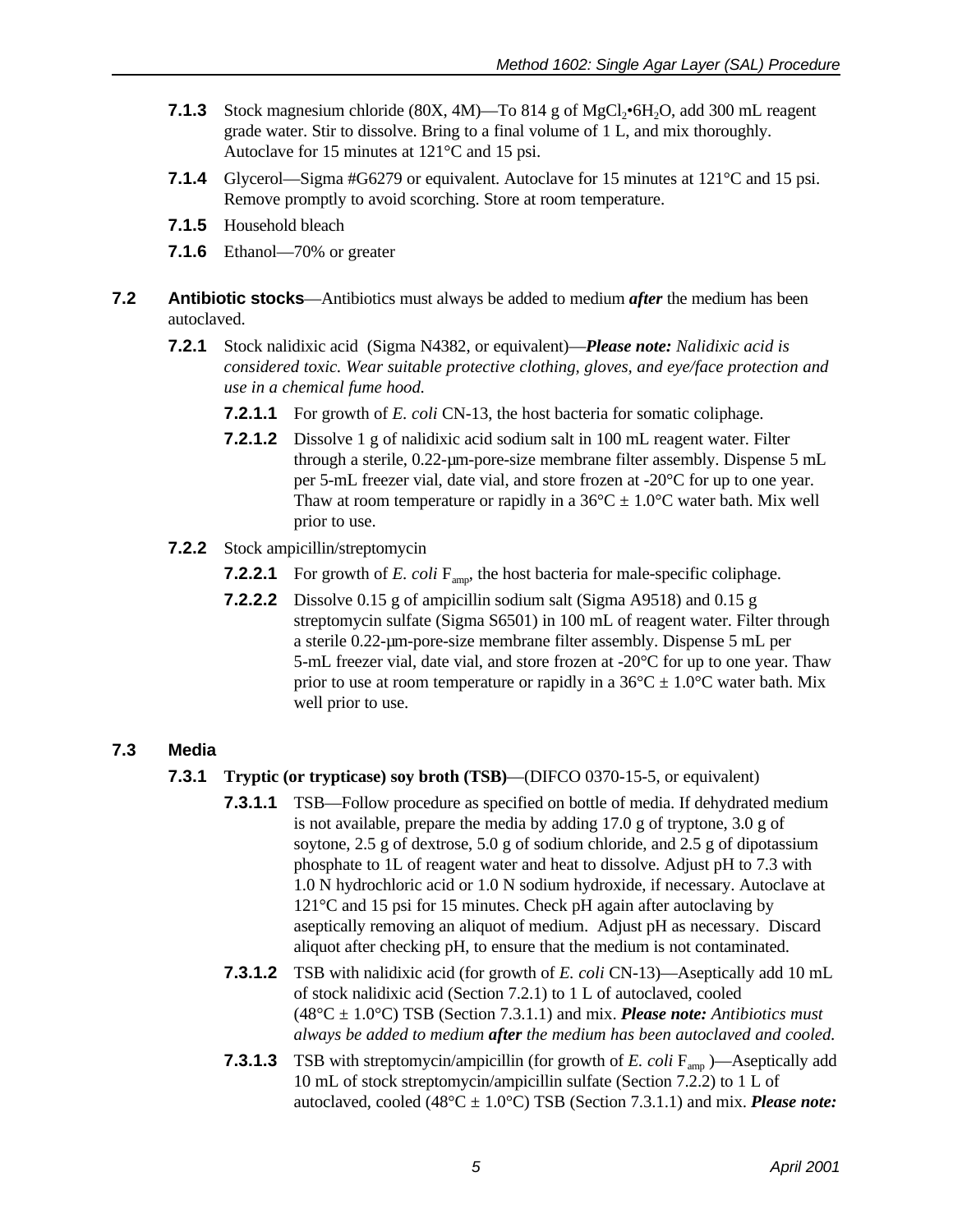**7.1.3** Stock magnesium chloride (80X, 4M)—To 814 g of $MgCl_2 \bullet 6H_2O$, add 300 mL reagent grade water. Stir to dissolve. Bring to a final volume of 1 L, and mix thoroughly. Autoclave for 15 minutes at 121°C and 15 psi.

**7.1.4** Glycerol—Sigma #G6279 or equivalent. Autoclave for 15 minutes at 121°C and 15 psi. Remove promptly to avoid scorching. Store at room temperature.

**7.1.5** Household bleach

**7.1.6** Ethanol—70% or greater

**7.2 Antibiotic stocks**—Antibiotics must always be added to medium ***after*** the medium has been autoclaved.

**7.2.1** Stock nalidixic acid (Sigma N4382, or equivalent)—***Please note:*** *Nalidixic acid is considered toxic. Wear suitable protective clothing, gloves, and eye/face protection and use in a chemical fume hood.*

**7.2.1.1** For growth of *E. coli* CN-13, the host bacteria for somatic coliphage.

**7.2.1.2** Dissolve 1 g of nalidixic acid sodium salt in 100 mL reagent water. Filter through a sterile, 0.22-μm-pore-size membrane filter assembly. Dispense 5 mL per 5-mL freezer vial, date vial, and store frozen at -20°C for up to one year. Thaw at room temperature or rapidly in a 36°C ± 1.0°C water bath. Mix well prior to use.

**7.2.2** Stock ampicillin/streptomycin

**7.2.2.1** For growth of *E. coli* $F_{amp}$, the host bacteria for male-specific coliphage.

**7.2.2.2** Dissolve 0.15 g of ampicillin sodium salt (Sigma A9518) and 0.15 g streptomycin sulfate (Sigma S6501) in 100 mL of reagent water. Filter through a sterile 0.22-μm-pore-size membrane filter assembly. Dispense 5 mL per 5-mL freezer vial, date vial, and store frozen at -20°C for up to one year. Thaw prior to use at room temperature or rapidly in a 36°C ± 1.0°C water bath. Mix well prior to use.

**7.3 Media**

**7.3.1 Tryptic (or trypticase) soy broth (TSB)**—(DIFCO 0370-15-5, or equivalent)

**7.3.1.1** TSB—Follow procedure as specified on bottle of media. If dehydrated medium is not available, prepare the media by adding 17.0 g of tryptone, 3.0 g of soytone, 2.5 g of dextrose, 5.0 g of sodium chloride, and 2.5 g of dipotassium phosphate to 1L of reagent water and heat to dissolve. Adjust pH to 7.3 with 1.0 N hydrochloric acid or 1.0 N sodium hydroxide, if necessary. Autoclave at 121°C and 15 psi for 15 minutes. Check pH again after autoclaving by aseptically removing an aliquot of medium. Adjust pH as necessary. Discard aliquot after checking pH, to ensure that the medium is not contaminated.

**7.3.1.2** TSB with nalidixic acid (for growth of *E. coli* CN-13)—Aseptically add 10 mL of stock nalidixic acid (Section 7.2.1) to 1 L of autoclaved, cooled (48°C ± 1.0°C) TSB (Section 7.3.1.1) and mix. ***Please note:*** *Antibiotics must always be added to medium* ***after*** *the medium has been autoclaved and cooled.*

**7.3.1.3** TSB with streptomycin/ampicillin (for growth of *E. coli* $F_{amp}$ )—Aseptically add 10 mL of stock streptomycin/ampicillin sulfate (Section 7.2.2) to 1 L of autoclaved, cooled (48°C ± 1.0°C) TSB (Section 7.3.1.1) and mix. ***Please note:***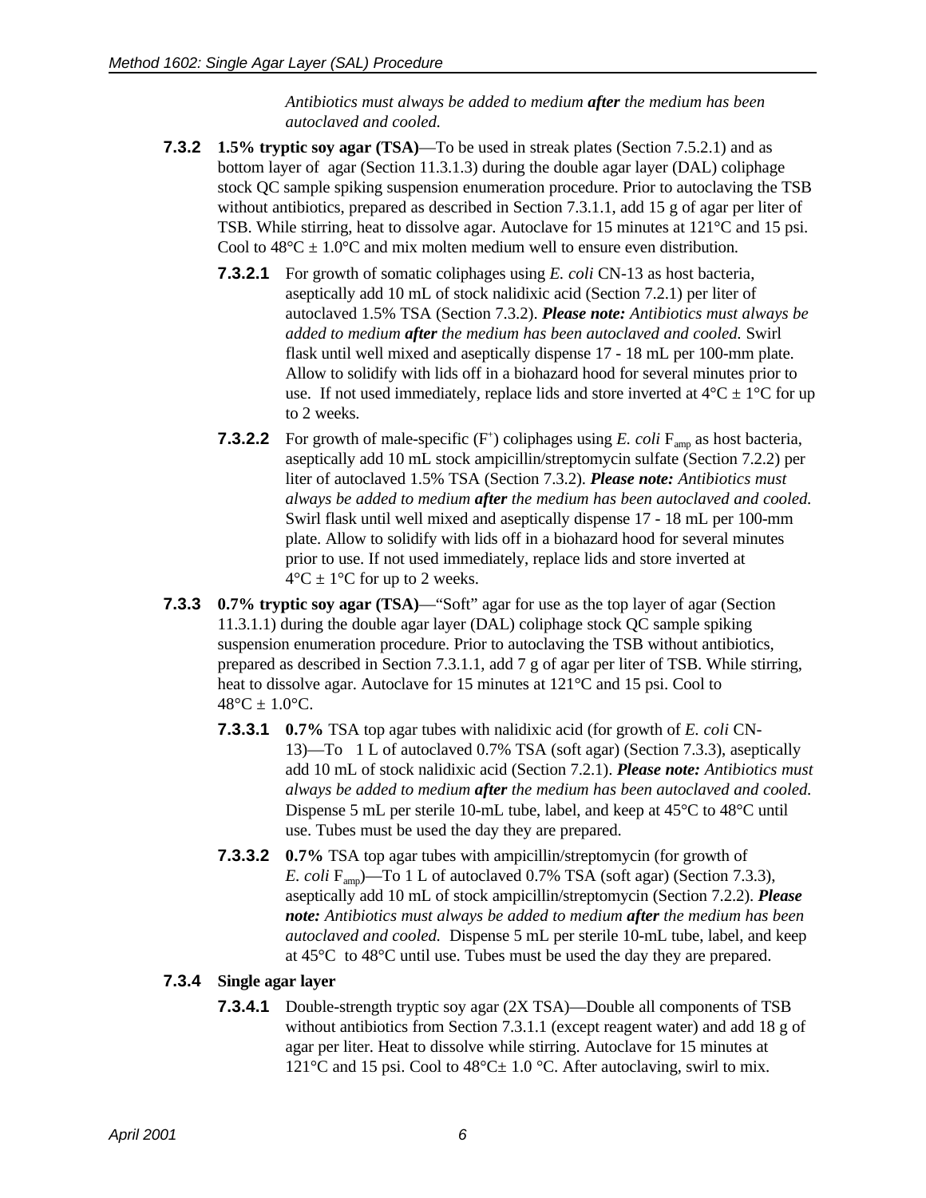*Antibiotics must always be added to medium **after** the medium has been autoclaved and cooled.*

**7.3.2** **1.5% tryptic soy agar (TSA)**—To be used in streak plates (Section 7.5.2.1) and as bottom layer of agar (Section 11.3.1.3) during the double agar layer (DAL) coliphage stock QC sample spiking suspension enumeration procedure. Prior to autoclaving the TSB without antibiotics, prepared as described in Section 7.3.1.1, add 15 g of agar per liter of TSB. While stirring, heat to dissolve agar. Autoclave for 15 minutes at 121°C and 15 psi. Cool to 48°C ± 1.0°C and mix molten medium well to ensure even distribution.

**7.3.2.1** For growth of somatic coliphages using *E. coli* CN-13 as host bacteria, aseptically add 10 mL of stock nalidixic acid (Section 7.2.1) per liter of autoclaved 1.5% TSA (Section 7.3.2). ***Please note:*** *Antibiotics must always be added to medium **after** the medium has been autoclaved and cooled.* Swirl flask until well mixed and aseptically dispense 17 - 18 mL per 100-mm plate. Allow to solidify with lids off in a biohazard hood for several minutes prior to use. If not used immediately, replace lids and store inverted at 4°C ± 1°C for up to 2 weeks.

**7.3.2.2** For growth of male-specific ($F^+$) coliphages using *E. coli* $F_{amp}$ as host bacteria, aseptically add 10 mL stock ampicillin/streptomycin sulfate (Section 7.2.2) per liter of autoclaved 1.5% TSA (Section 7.3.2). ***Please note:*** *Antibiotics must always be added to medium **after** the medium has been autoclaved and cooled.* Swirl flask until well mixed and aseptically dispense 17 - 18 mL per 100-mm plate. Allow to solidify with lids off in a biohazard hood for several minutes prior to use. If not used immediately, replace lids and store inverted at 4°C ± 1°C for up to 2 weeks.

**7.3.3** **0.7% tryptic soy agar (TSA)**—"Soft" agar for use as the top layer of agar (Section 11.3.1.1) during the double agar layer (DAL) coliphage stock QC sample spiking suspension enumeration procedure. Prior to autoclaving the TSB without antibiotics, prepared as described in Section 7.3.1.1, add 7 g of agar per liter of TSB. While stirring, heat to dissolve agar. Autoclave for 15 minutes at 121°C and 15 psi. Cool to 48°C ± 1.0°C.

**7.3.3.1** **0.7%** TSA top agar tubes with nalidixic acid (for growth of *E. coli* CN-13)—To 1 L of autoclaved 0.7% TSA (soft agar) (Section 7.3.3), aseptically add 10 mL of stock nalidixic acid (Section 7.2.1). ***Please note:*** *Antibiotics must always be added to medium **after** the medium has been autoclaved and cooled.* Dispense 5 mL per sterile 10-mL tube, label, and keep at 45°C to 48°C until use. Tubes must be used the day they are prepared.

**7.3.3.2** **0.7%** TSA top agar tubes with ampicillin/streptomycin (for growth of *E. coli* $F_{amp}$)—To 1 L of autoclaved 0.7% TSA (soft agar) (Section 7.3.3), aseptically add 10 mL of stock ampicillin/streptomycin (Section 7.2.2). ***Please note:*** *Antibiotics must always be added to medium **after** the medium has been autoclaved and cooled.* Dispense 5 mL per sterile 10-mL tube, label, and keep at 45°C to 48°C until use. Tubes must be used the day they are prepared.

**7.3.4** **Single agar layer**

**7.3.4.1** Double-strength tryptic soy agar (2X TSA)—Double all components of TSB without antibiotics from Section 7.3.1.1 (except reagent water) and add 18 g of agar per liter. Heat to dissolve while stirring. Autoclave for 15 minutes at 121°C and 15 psi. Cool to 48°C± 1.0 °C. After autoclaving, swirl to mix.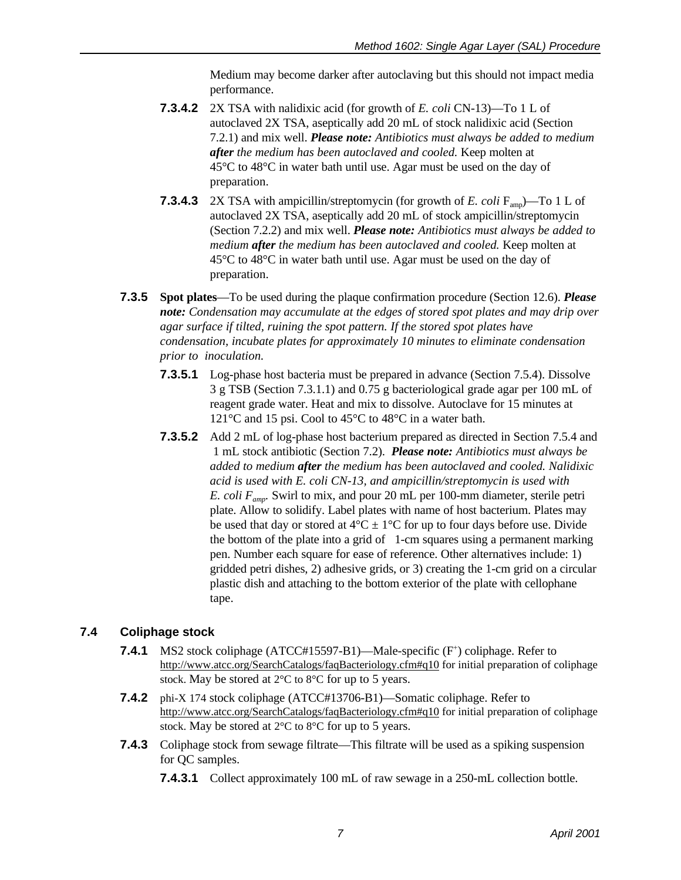Medium may become darker after autoclaving but this should not impact media performance.

**7.3.4.2** 2X TSA with nalidixic acid (for growth of *E. coli* CN-13)—To 1 L of autoclaved 2X TSA, aseptically add 20 mL of stock nalidixic acid (Section 7.2.1) and mix well. ***Please note:*** *Antibiotics must always be added to medium* ***after*** *the medium has been autoclaved and cooled.* Keep molten at 45°C to 48°C in water bath until use. Agar must be used on the day of preparation.

**7.3.4.3** 2X TSA with ampicillin/streptomycin (for growth of *E. coli* $F_{amp}$)—To 1 L of autoclaved 2X TSA, aseptically add 20 mL of stock ampicillin/streptomycin (Section 7.2.2) and mix well. ***Please note:*** *Antibiotics must always be added to medium* ***after*** *the medium has been autoclaved and cooled.* Keep molten at 45°C to 48°C in water bath until use. Agar must be used on the day of preparation.

**7.3.5** **Spot plates**—To be used during the plaque confirmation procedure (Section 12.6). ***Please note:*** *Condensation may accumulate at the edges of stored spot plates and may drip over agar surface if tilted, ruining the spot pattern. If the stored spot plates have condensation, incubate plates for approximately 10 minutes to eliminate condensation prior to inoculation.*

**7.3.5.1** Log-phase host bacteria must be prepared in advance (Section 7.5.4). Dissolve 3 g TSB (Section 7.3.1.1) and 0.75 g bacteriological grade agar per 100 mL of reagent grade water. Heat and mix to dissolve. Autoclave for 15 minutes at 121°C and 15 psi. Cool to 45°C to 48°C in a water bath.

**7.3.5.2** Add 2 mL of log-phase host bacterium prepared as directed in Section 7.5.4 and 1 mL stock antibiotic (Section 7.2). ***Please note:*** *Antibiotics must always be added to medium* ***after*** *the medium has been autoclaved and cooled. Nalidixic acid is used with E. coli CN-13, and ampicillin/streptomycin is used with E. coli* $F_{amp}$. Swirl to mix, and pour 20 mL per 100-mm diameter, sterile petri plate. Allow to solidify. Label plates with name of host bacterium. Plates may be used that day or stored at 4°C ± 1°C for up to four days before use. Divide the bottom of the plate into a grid of 1-cm squares using a permanent marking pen. Number each square for ease of reference. Other alternatives include: 1) gridded petri dishes, 2) adhesive grids, or 3) creating the 1-cm grid on a circular plastic dish and attaching to the bottom exterior of the plate with cellophane tape.

## 7.4 Coliphage stock

**7.4.1** MS2 stock coliphage (ATCC#15597-B1)—Male-specific ($F^+$) coliphage. Refer to http://www.atcc.org/SearchCatalogs/faqBacteriology.cfm#q10 for initial preparation of coliphage stock. May be stored at 2°C to 8°C for up to 5 years.

**7.4.2** phi-X 174 stock coliphage (ATCC#13706-B1)—Somatic coliphage. Refer to http://www.atcc.org/SearchCatalogs/faqBacteriology.cfm#q10 for initial preparation of coliphage stock. May be stored at 2°C to 8°C for up to 5 years.

**7.4.3** Coliphage stock from sewage filtrate—This filtrate will be used as a spiking suspension for QC samples.

**7.4.3.1** Collect approximately 100 mL of raw sewage in a 250-mL collection bottle.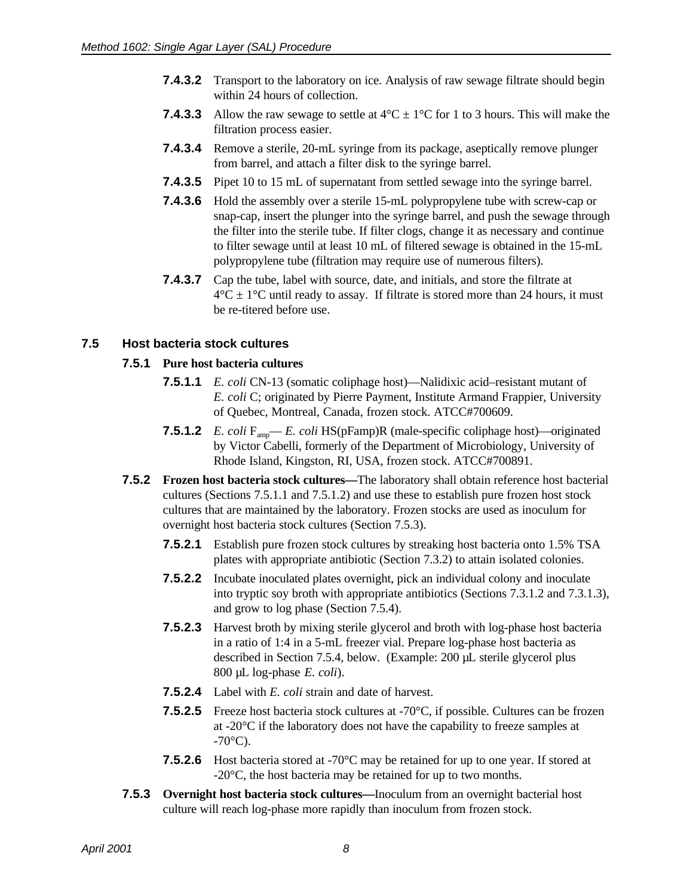**7.4.3.2** Transport to the laboratory on ice. Analysis of raw sewage filtrate should begin within 24 hours of collection.

**7.4.3.3** Allow the raw sewage to settle at 4°C ± 1°C for 1 to 3 hours. This will make the filtration process easier.

**7.4.3.4** Remove a sterile, 20-mL syringe from its package, aseptically remove plunger from barrel, and attach a filter disk to the syringe barrel.

**7.4.3.5** Pipet 10 to 15 mL of supernatant from settled sewage into the syringe barrel.

**7.4.3.6** Hold the assembly over a sterile 15-mL polypropylene tube with screw-cap or snap-cap, insert the plunger into the syringe barrel, and push the sewage through the filter into the sterile tube. If filter clogs, change it as necessary and continue to filter sewage until at least 10 mL of filtered sewage is obtained in the 15-mL polypropylene tube (filtration may require use of numerous filters).

**7.4.3.7** Cap the tube, label with source, date, and initials, and store the filtrate at 4°C ± 1°C until ready to assay. If filtrate is stored more than 24 hours, it must be re-titered before use.

## 7.5 Host bacteria stock cultures

### 7.5.1 Pure host bacteria cultures

**7.5.1.1** *E. coli* CN-13 (somatic coliphage host)—Nalidixic acid–resistant mutant of *E. coli* C; originated by Pierre Payment, Institute Armand Frappier, University of Quebec, Montreal, Canada, frozen stock. ATCC#700609.

**7.5.1.2** *E. coli* $F_{amp}$— *E. coli* HS(pFamp)R (male-specific coliphage host)—originated by Victor Cabelli, formerly of the Department of Microbiology, University of Rhode Island, Kingston, RI, USA, frozen stock. ATCC#700891.

**7.5.2** **Frozen host bacteria stock cultures—**The laboratory shall obtain reference host bacterial cultures (Sections 7.5.1.1 and 7.5.1.2) and use these to establish pure frozen host stock cultures that are maintained by the laboratory. Frozen stocks are used as inoculum for overnight host bacteria stock cultures (Section 7.5.3).

**7.5.2.1** Establish pure frozen stock cultures by streaking host bacteria onto 1.5% TSA plates with appropriate antibiotic (Section 7.3.2) to attain isolated colonies.

**7.5.2.2** Incubate inoculated plates overnight, pick an individual colony and inoculate into tryptic soy broth with appropriate antibiotics (Sections 7.3.1.2 and 7.3.1.3), and grow to log phase (Section 7.5.4).

**7.5.2.3** Harvest broth by mixing sterile glycerol and broth with log-phase host bacteria in a ratio of 1:4 in a 5-mL freezer vial. Prepare log-phase host bacteria as described in Section 7.5.4, below. (Example: 200 µL sterile glycerol plus 800 µL log-phase *E. coli*).

**7.5.2.4** Label with *E. coli* strain and date of harvest.

**7.5.2.5** Freeze host bacteria stock cultures at -70°C, if possible. Cultures can be frozen at -20°C if the laboratory does not have the capability to freeze samples at -70°C).

**7.5.2.6** Host bacteria stored at -70°C may be retained for up to one year. If stored at -20°C, the host bacteria may be retained for up to two months.

**7.5.3** **Overnight host bacteria stock cultures—**Inoculum from an overnight bacterial host culture will reach log-phase more rapidly than inoculum from frozen stock.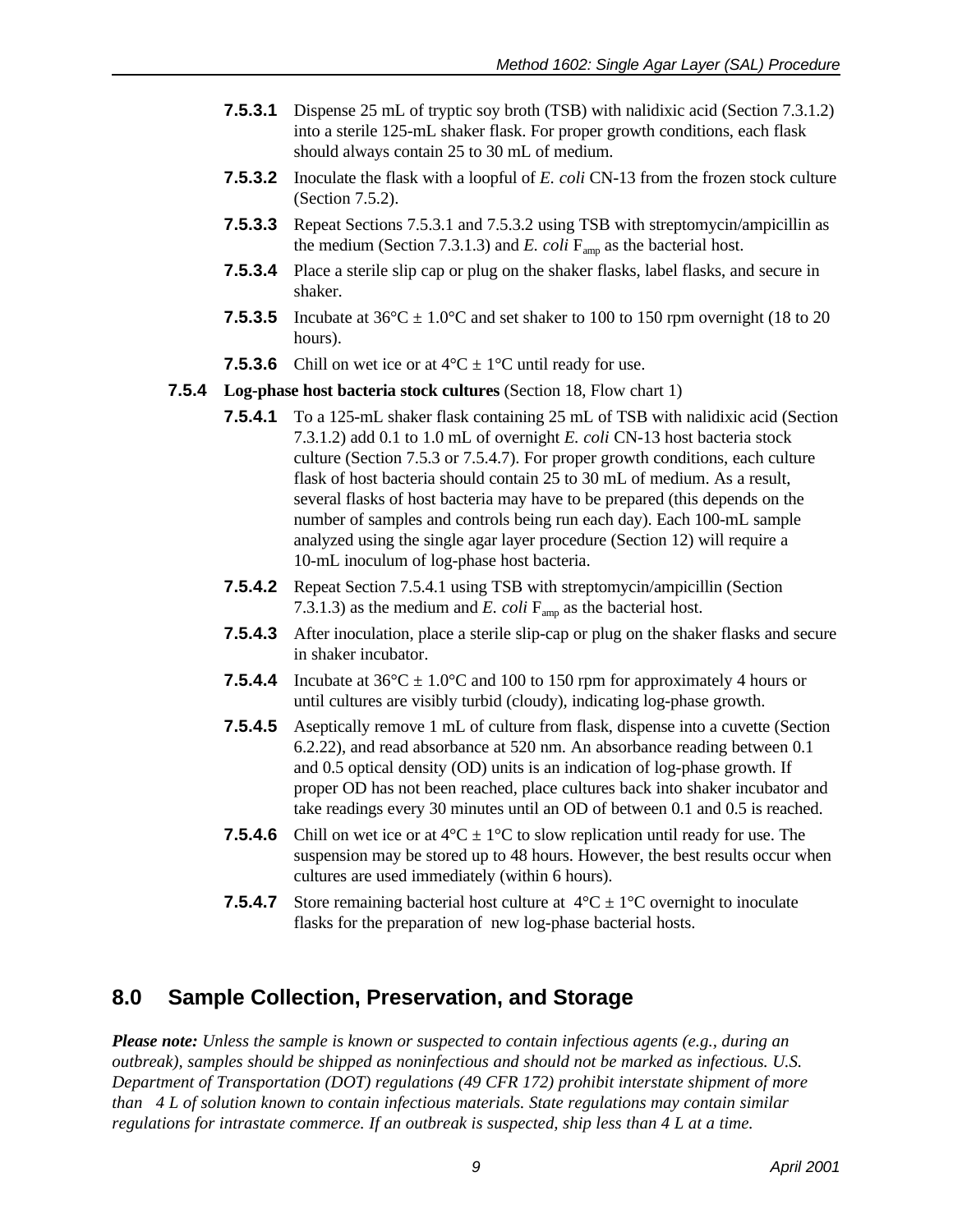**7.5.3.1** Dispense 25 mL of tryptic soy broth (TSB) with nalidixic acid (Section 7.3.1.2) into a sterile 125-mL shaker flask. For proper growth conditions, each flask should always contain 25 to 30 mL of medium.

**7.5.3.2** Inoculate the flask with a loopful of *E. coli* CN-13 from the frozen stock culture (Section 7.5.2).

**7.5.3.3** Repeat Sections 7.5.3.1 and 7.5.3.2 using TSB with streptomycin/ampicillin as the medium (Section 7.3.1.3) and *E. coli* $F_{amp}$ as the bacterial host.

**7.5.3.4** Place a sterile slip cap or plug on the shaker flasks, label flasks, and secure in shaker.

**7.5.3.5** Incubate at 36°C ± 1.0°C and set shaker to 100 to 150 rpm overnight (18 to 20 hours).

**7.5.3.6** Chill on wet ice or at 4°C ± 1°C until ready for use.

**7.5.4** **Log-phase host bacteria stock cultures** (Section 18, Flow chart 1)

**7.5.4.1** To a 125-mL shaker flask containing 25 mL of TSB with nalidixic acid (Section 7.3.1.2) add 0.1 to 1.0 mL of overnight *E. coli* CN-13 host bacteria stock culture (Section 7.5.3 or 7.5.4.7). For proper growth conditions, each culture flask of host bacteria should contain 25 to 30 mL of medium. As a result, several flasks of host bacteria may have to be prepared (this depends on the number of samples and controls being run each day). Each 100-mL sample analyzed using the single agar layer procedure (Section 12) will require a 10-mL inoculum of log-phase host bacteria.

**7.5.4.2** Repeat Section 7.5.4.1 using TSB with streptomycin/ampicillin (Section 7.3.1.3) as the medium and *E. coli* $F_{amp}$ as the bacterial host.

**7.5.4.3** After inoculation, place a sterile slip-cap or plug on the shaker flasks and secure in shaker incubator.

**7.5.4.4** Incubate at 36°C ± 1.0°C and 100 to 150 rpm for approximately 4 hours or until cultures are visibly turbid (cloudy), indicating log-phase growth.

**7.5.4.5** Aseptically remove 1 mL of culture from flask, dispense into a cuvette (Section 6.2.22), and read absorbance at 520 nm. An absorbance reading between 0.1 and 0.5 optical density (OD) units is an indication of log-phase growth. If proper OD has not been reached, place cultures back into shaker incubator and take readings every 30 minutes until an OD of between 0.1 and 0.5 is reached.

**7.5.4.6** Chill on wet ice or at 4°C ± 1°C to slow replication until ready for use. The suspension may be stored up to 48 hours. However, the best results occur when cultures are used immediately (within 6 hours).

**7.5.4.7** Store remaining bacterial host culture at 4°C ± 1°C overnight to inoculate flasks for the preparation of new log-phase bacterial hosts.

## 8.0 Sample Collection, Preservation, and Storage

***Please note:** Unless the sample is known or suspected to contain infectious agents (e.g., during an outbreak), samples should be shipped as noninfectious and should not be marked as infectious. U.S. Department of Transportation (DOT) regulations (49 CFR 172) prohibit interstate shipment of more than 4 L of solution known to contain infectious materials. State regulations may contain similar regulations for intrastate commerce. If an outbreak is suspected, ship less than 4 L at a time.*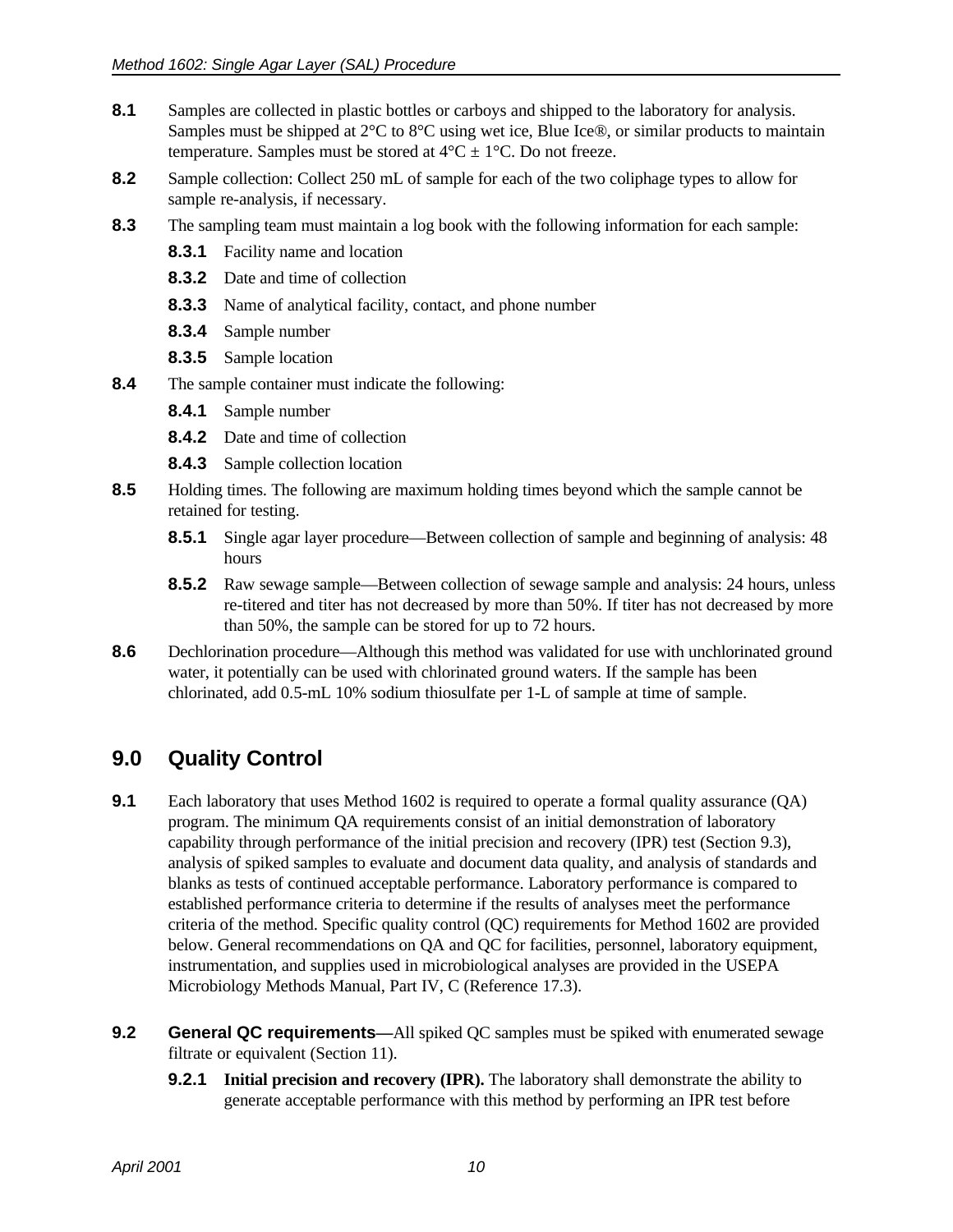**8.1** Samples are collected in plastic bottles or carboys and shipped to the laboratory for analysis. Samples must be shipped at 2°C to 8°C using wet ice, Blue Ice®, or similar products to maintain temperature. Samples must be stored at 4°C ± 1°C. Do not freeze.

**8.2** Sample collection: Collect 250 mL of sample for each of the two coliphage types to allow for sample re-analysis, if necessary.

**8.3** The sampling team must maintain a log book with the following information for each sample:

- **8.3.1** Facility name and location
- **8.3.2** Date and time of collection
- **8.3.3** Name of analytical facility, contact, and phone number
- **8.3.4** Sample number
- **8.3.5** Sample location

**8.4** The sample container must indicate the following:

- **8.4.1** Sample number
- **8.4.2** Date and time of collection
- **8.4.3** Sample collection location

**8.5** Holding times. The following are maximum holding times beyond which the sample cannot be retained for testing.

- **8.5.1** Single agar layer procedure—Between collection of sample and beginning of analysis: 48 hours
- **8.5.2** Raw sewage sample—Between collection of sewage sample and analysis: 24 hours, unless re-titered and titer has not decreased by more than 50%. If titer has not decreased by more than 50%, the sample can be stored for up to 72 hours.

**8.6** Dechlorination procedure—Although this method was validated for use with unchlorinated ground water, it potentially can be used with chlorinated ground waters. If the sample has been chlorinated, add 0.5-mL 10% sodium thiosulfate per 1-L of sample at time of sample.

## 9.0 Quality Control

**9.1** Each laboratory that uses Method 1602 is required to operate a formal quality assurance (QA) program. The minimum QA requirements consist of an initial demonstration of laboratory capability through performance of the initial precision and recovery (IPR) test (Section 9.3), analysis of spiked samples to evaluate and document data quality, and analysis of standards and blanks as tests of continued acceptable performance. Laboratory performance is compared to established performance criteria to determine if the results of analyses meet the performance criteria of the method. Specific quality control (QC) requirements for Method 1602 are provided below. General recommendations on QA and QC for facilities, personnel, laboratory equipment, instrumentation, and supplies used in microbiological analyses are provided in the USEPA Microbiology Methods Manual, Part IV, C (Reference 17.3).

**9.2** **General QC requirements—**All spiked QC samples must be spiked with enumerated sewage filtrate or equivalent (Section 11).

- **9.2.1** **Initial precision and recovery (IPR).** The laboratory shall demonstrate the ability to generate acceptable performance with this method by performing an IPR test before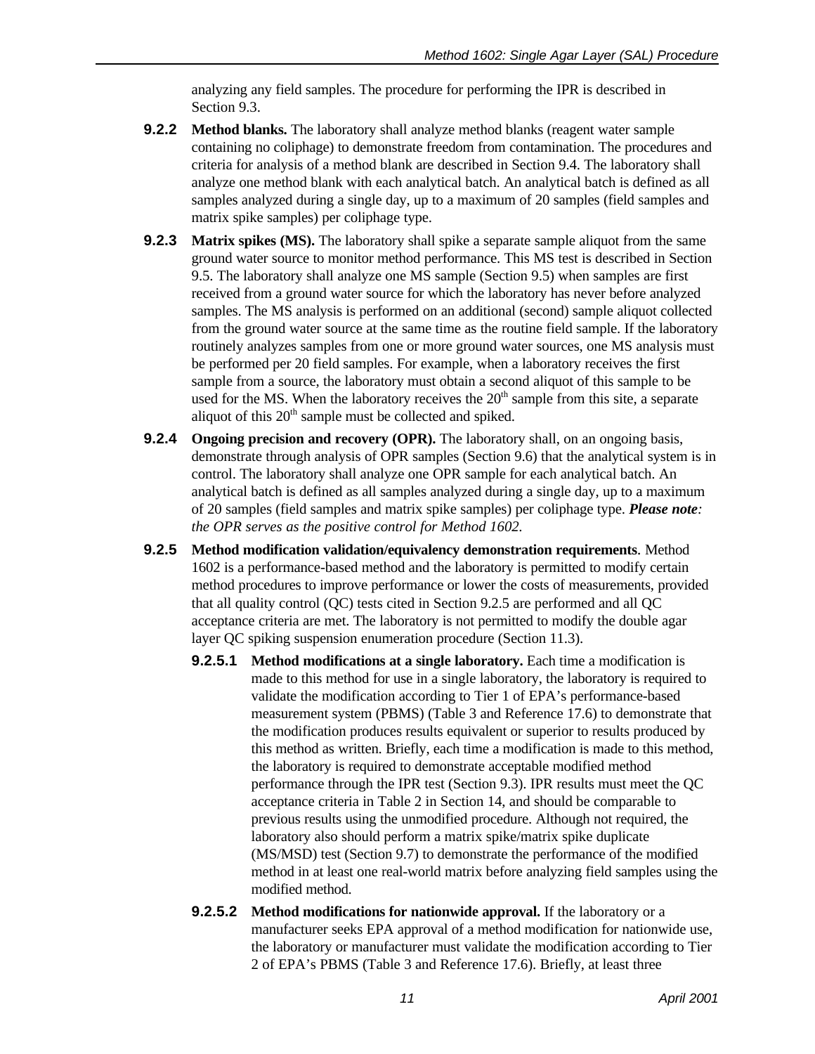analyzing any field samples. The procedure for performing the IPR is described in Section 9.3.

**9.2.2 Method blanks.** The laboratory shall analyze method blanks (reagent water sample containing no coliphage) to demonstrate freedom from contamination. The procedures and criteria for analysis of a method blank are described in Section 9.4. The laboratory shall analyze one method blank with each analytical batch. An analytical batch is defined as all samples analyzed during a single day, up to a maximum of 20 samples (field samples and matrix spike samples) per coliphage type.

**9.2.3 Matrix spikes (MS).** The laboratory shall spike a separate sample aliquot from the same ground water source to monitor method performance. This MS test is described in Section 9.5. The laboratory shall analyze one MS sample (Section 9.5) when samples are first received from a ground water source for which the laboratory has never before analyzed samples. The MS analysis is performed on an additional (second) sample aliquot collected from the ground water source at the same time as the routine field sample. If the laboratory routinely analyzes samples from one or more ground water sources, one MS analysis must be performed per 20 field samples. For example, when a laboratory receives the first sample from a source, the laboratory must obtain a second aliquot of this sample to be used for the MS. When the laboratory receives the 20th sample from this site, a separate aliquot of this 20th sample must be collected and spiked.

**9.2.4 Ongoing precision and recovery (OPR).** The laboratory shall, on an ongoing basis, demonstrate through analysis of OPR samples (Section 9.6) that the analytical system is in control. The laboratory shall analyze one OPR sample for each analytical batch. An analytical batch is defined as all samples analyzed during a single day, up to a maximum of 20 samples (field samples and matrix spike samples) per coliphage type. ***Please note**: the OPR serves as the positive control for Method 1602.*

**9.2.5 Method modification validation/equivalency demonstration requirements**. Method 1602 is a performance-based method and the laboratory is permitted to modify certain method procedures to improve performance or lower the costs of measurements, provided that all quality control (QC) tests cited in Section 9.2.5 are performed and all QC acceptance criteria are met. The laboratory is not permitted to modify the double agar layer QC spiking suspension enumeration procedure (Section 11.3).

**9.2.5.1 Method modifications at a single laboratory.** Each time a modification is made to this method for use in a single laboratory, the laboratory is required to validate the modification according to Tier 1 of EPA's performance-based measurement system (PBMS) (Table 3 and Reference 17.6) to demonstrate that the modification produces results equivalent or superior to results produced by this method as written. Briefly, each time a modification is made to this method, the laboratory is required to demonstrate acceptable modified method performance through the IPR test (Section 9.3). IPR results must meet the QC acceptance criteria in Table 2 in Section 14, and should be comparable to previous results using the unmodified procedure. Although not required, the laboratory also should perform a matrix spike/matrix spike duplicate (MS/MSD) test (Section 9.7) to demonstrate the performance of the modified method in at least one real-world matrix before analyzing field samples using the modified method.

**9.2.5.2 Method modifications for nationwide approval.** If the laboratory or a manufacturer seeks EPA approval of a method modification for nationwide use, the laboratory or manufacturer must validate the modification according to Tier 2 of EPA's PBMS (Table 3 and Reference 17.6). Briefly, at least three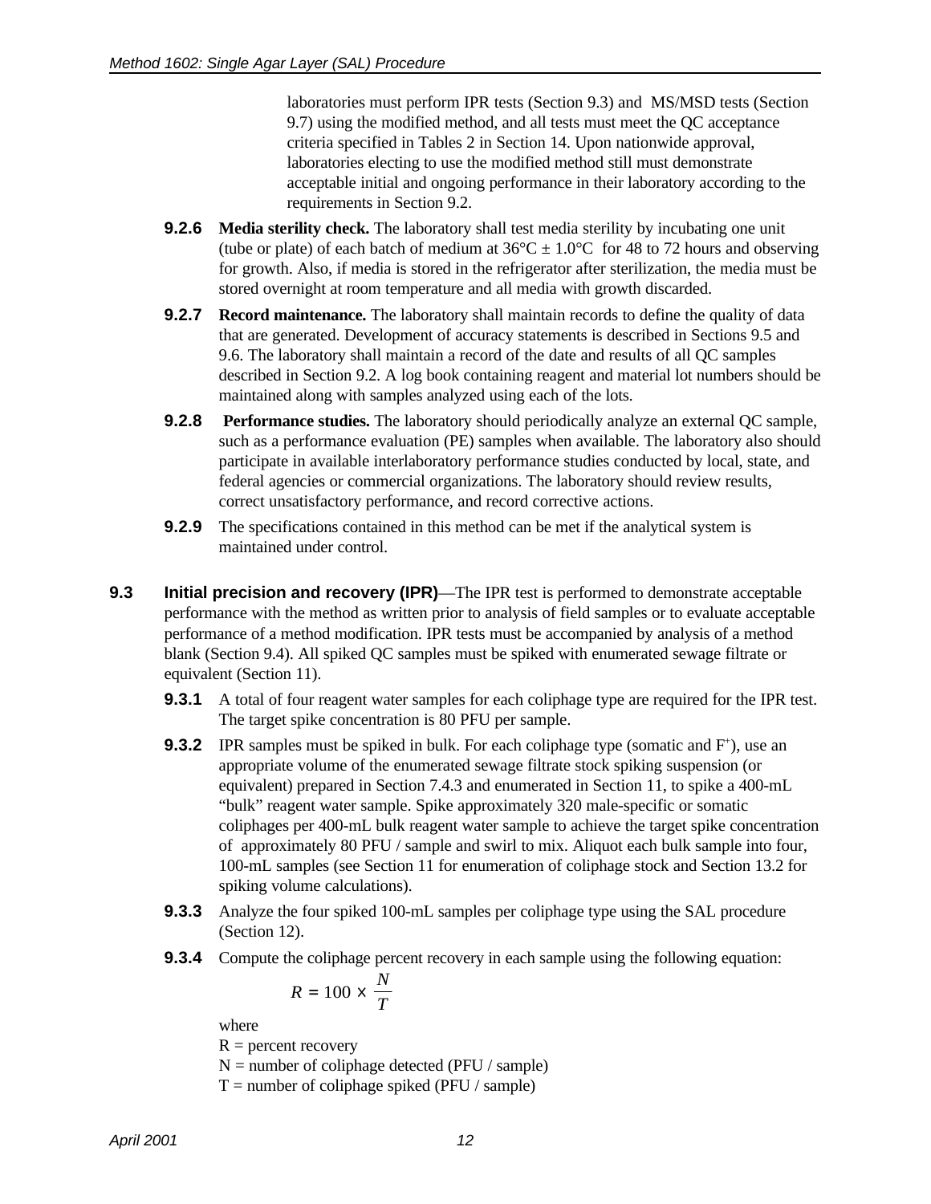laboratories must perform IPR tests (Section 9.3) and MS/MSD tests (Section 9.7) using the modified method, and all tests must meet the QC acceptance criteria specified in Tables 2 in Section 14. Upon nationwide approval, laboratories electing to use the modified method still must demonstrate acceptable initial and ongoing performance in their laboratory according to the requirements in Section 9.2.

**9.2.6** **Media sterility check.** The laboratory shall test media sterility by incubating one unit (tube or plate) of each batch of medium at 36°C ± 1.0°C for 48 to 72 hours and observing for growth. Also, if media is stored in the refrigerator after sterilization, the media must be stored overnight at room temperature and all media with growth discarded.

**9.2.7** **Record maintenance.** The laboratory shall maintain records to define the quality of data that are generated. Development of accuracy statements is described in Sections 9.5 and 9.6. The laboratory shall maintain a record of the date and results of all QC samples described in Section 9.2. A log book containing reagent and material lot numbers should be maintained along with samples analyzed using each of the lots.

**9.2.8** **Performance studies.** The laboratory should periodically analyze an external QC sample, such as a performance evaluation (PE) samples when available. The laboratory also should participate in available interlaboratory performance studies conducted by local, state, and federal agencies or commercial organizations. The laboratory should review results, correct unsatisfactory performance, and record corrective actions.

**9.2.9** The specifications contained in this method can be met if the analytical system is maintained under control.

**9.3** **Initial precision and recovery (IPR)**—The IPR test is performed to demonstrate acceptable performance with the method as written prior to analysis of field samples or to evaluate acceptable performance of a method modification. IPR tests must be accompanied by analysis of a method blank (Section 9.4). All spiked QC samples must be spiked with enumerated sewage filtrate or equivalent (Section 11).

**9.3.1** A total of four reagent water samples for each coliphage type are required for the IPR test. The target spike concentration is 80 PFU per sample.

**9.3.2** IPR samples must be spiked in bulk. For each coliphage type (somatic and $F^+$), use an appropriate volume of the enumerated sewage filtrate stock spiking suspension (or equivalent) prepared in Section 7.4.3 and enumerated in Section 11, to spike a 400-mL "bulk" reagent water sample. Spike approximately 320 male-specific or somatic coliphages per 400-mL bulk reagent water sample to achieve the target spike concentration of approximately 80 PFU / sample and swirl to mix. Aliquot each bulk sample into four, 100-mL samples (see Section 11 for enumeration of coliphage stock and Section 13.2 for spiking volume calculations).

**9.3.3** Analyze the four spiked 100-mL samples per coliphage type using the SAL procedure (Section 12).

**9.3.4** Compute the coliphage percent recovery in each sample using the following equation:

$$R = 100 \times \frac{N}{T}$$

where

R = percent recovery

N = number of coliphage detected (PFU / sample)

T = number of coliphage spiked (PFU / sample)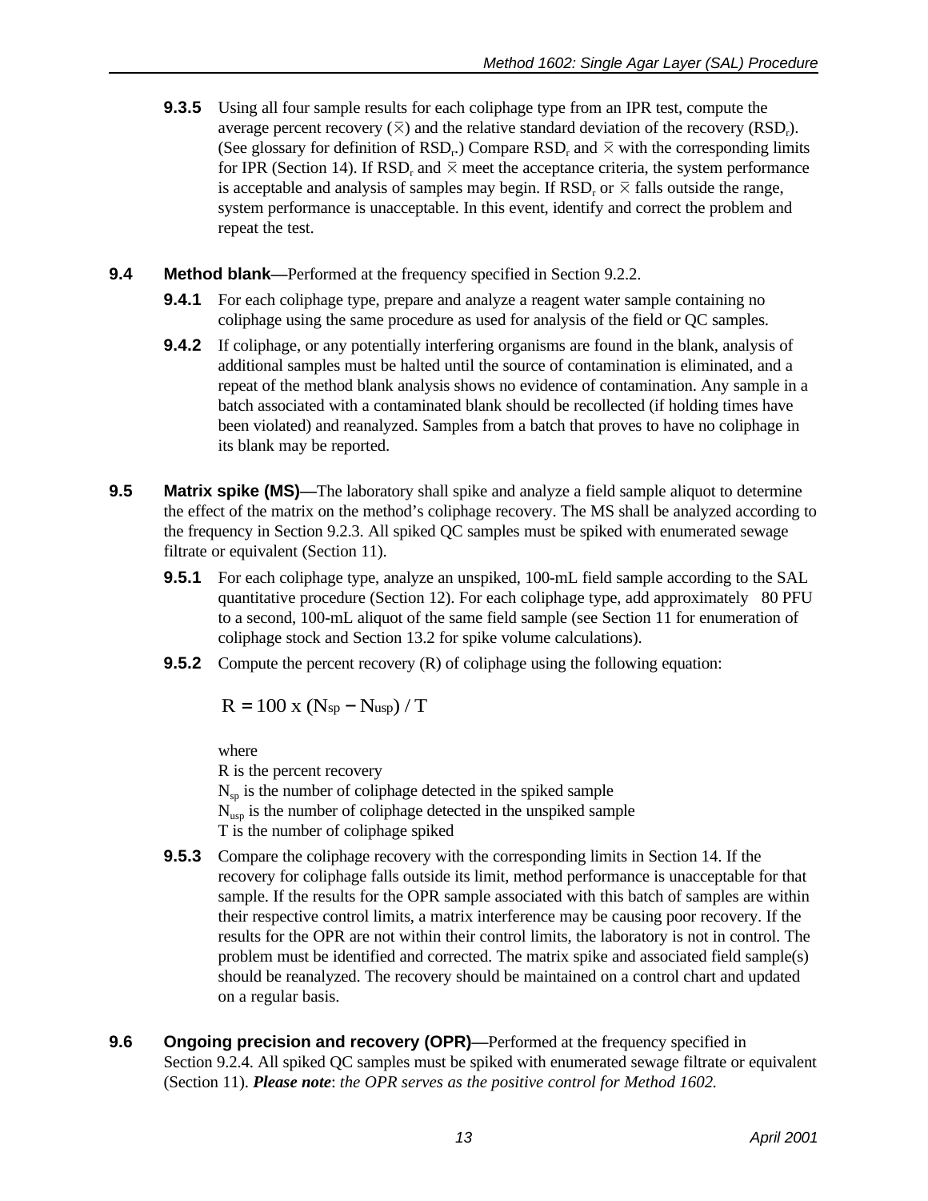**9.3.5** Using all four sample results for each coliphage type from an IPR test, compute the average percent recovery ($\bar{X}$) and the relative standard deviation of the recovery ($RSD_r$). (See glossary for definition of $RSD_r$.) Compare $RSD_r$ and $\bar{X}$ with the corresponding limits for IPR (Section 14). If $RSD_r$ and $\bar{X}$ meet the acceptance criteria, the system performance is acceptable and analysis of samples may begin. If $RSD_r$ or $\bar{X}$ falls outside the range, system performance is unacceptable. In this event, identify and correct the problem and repeat the test.

**9.4 Method blank**—Performed at the frequency specified in Section 9.2.2.

**9.4.1** For each coliphage type, prepare and analyze a reagent water sample containing no coliphage using the same procedure as used for analysis of the field or QC samples.

**9.4.2** If coliphage, or any potentially interfering organisms are found in the blank, analysis of additional samples must be halted until the source of contamination is eliminated, and a repeat of the method blank analysis shows no evidence of contamination. Any sample in a batch associated with a contaminated blank should be recollected (if holding times have been violated) and reanalyzed. Samples from a batch that proves to have no coliphage in its blank may be reported.

**9.5 Matrix spike (MS)**—The laboratory shall spike and analyze a field sample aliquot to determine the effect of the matrix on the method's coliphage recovery. The MS shall be analyzed according to the frequency in Section 9.2.3. All spiked QC samples must be spiked with enumerated sewage filtrate or equivalent (Section 11).

**9.5.1** For each coliphage type, analyze an unspiked, 100-mL field sample according to the SAL quantitative procedure (Section 12). For each coliphage type, add approximately 80 PFU to a second, 100-mL aliquot of the same field sample (see Section 11 for enumeration of coliphage stock and Section 13.2 for spike volume calculations).

**9.5.2** Compute the percent recovery (R) of coliphage using the following equation:

$$R = 100 \text{ x } (N_{sp} - N_{usp}) / T$$

where
R is the percent recovery
$N_{sp}$ is the number of coliphage detected in the spiked sample
$N_{usp}$ is the number of coliphage detected in the unspiked sample
T is the number of coliphage spiked

**9.5.3** Compare the coliphage recovery with the corresponding limits in Section 14. If the recovery for coliphage falls outside its limit, method performance is unacceptable for that sample. If the results for the OPR sample associated with this batch of samples are within their respective control limits, a matrix interference may be causing poor recovery. If the results for the OPR are not within their control limits, the laboratory is not in control. The problem must be identified and corrected. The matrix spike and associated field sample(s) should be reanalyzed. The recovery should be maintained on a control chart and updated on a regular basis.

**9.6 Ongoing precision and recovery (OPR)**—Performed at the frequency specified in Section 9.2.4. All spiked QC samples must be spiked with enumerated sewage filtrate or equivalent (Section 11). ***Please note***: *the OPR serves as the positive control for Method 1602.*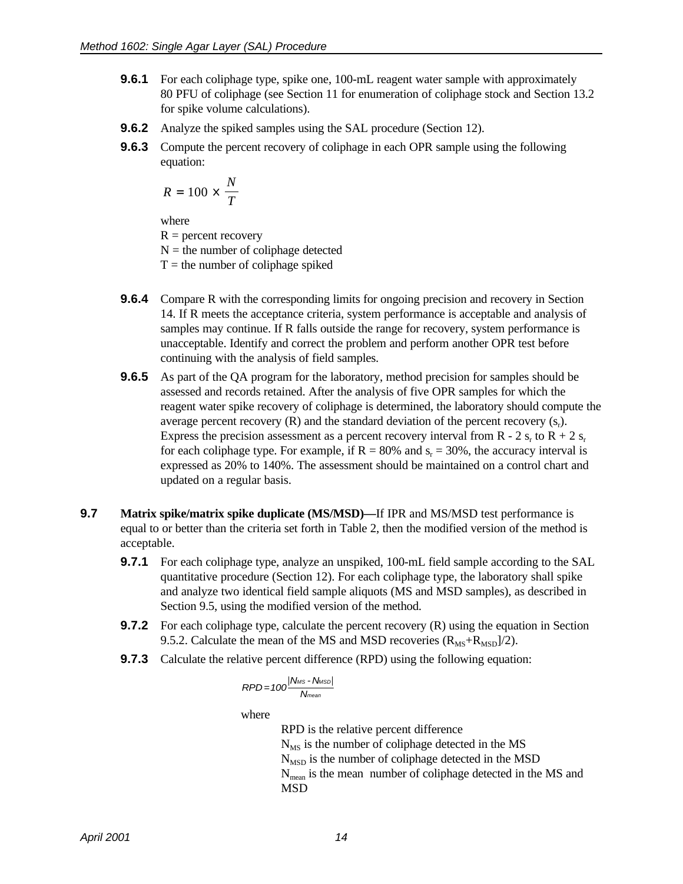**9.6.1** For each coliphage type, spike one, 100-mL reagent water sample with approximately 80 PFU of coliphage (see Section 11 for enumeration of coliphage stock and Section 13.2 for spike volume calculations).

**9.6.2** Analyze the spiked samples using the SAL procedure (Section 12).

**9.6.3** Compute the percent recovery of coliphage in each OPR sample using the following equation:

$$R = 100 \times \frac{N}{T}$$

where
R = percent recovery
N = the number of coliphage detected
T = the number of coliphage spiked

**9.6.4** Compare R with the corresponding limits for ongoing precision and recovery in Section 14. If R meets the acceptance criteria, system performance is acceptable and analysis of samples may continue. If R falls outside the range for recovery, system performance is unacceptable. Identify and correct the problem and perform another OPR test before continuing with the analysis of field samples.

**9.6.5** As part of the QA program for the laboratory, method precision for samples should be assessed and records retained. After the analysis of five OPR samples for which the reagent water spike recovery of coliphage is determined, the laboratory should compute the average percent recovery (R) and the standard deviation of the percent recovery ($s_r$). Express the precision assessment as a percent recovery interval from R - 2 $s_r$ to R + 2 $s_r$ for each coliphage type. For example, if R = 80% and $s_r$ = 30%, the accuracy interval is expressed as 20% to 140%. The assessment should be maintained on a control chart and updated on a regular basis.

**9.7** **Matrix spike/matrix spike duplicate (MS/MSD)—**If IPR and MS/MSD test performance is equal to or better than the criteria set forth in Table 2, then the modified version of the method is acceptable.

**9.7.1** For each coliphage type, analyze an unspiked, 100-mL field sample according to the SAL quantitative procedure (Section 12). For each coliphage type, the laboratory shall spike and analyze two identical field sample aliquots (MS and MSD samples), as described in Section 9.5, using the modified version of the method.

**9.7.2** For each coliphage type, calculate the percent recovery (R) using the equation in Section 9.5.2. Calculate the mean of the MS and MSD recoveries ($R_{MS}$+$R_{MSD}$]/2).

**9.7.3** Calculate the relative percent difference (RPD) using the following equation:

$$RPD = 100 \frac{|N_{MS} - N_{MSD}|}{N_{mean}}$$

where

RPD is the relative percent difference
$N_{MS}$ is the number of coliphage detected in the MS
$N_{MSD}$ is the number of coliphage detected in the MSD
$N_{mean}$ is the mean number of coliphage detected in the MS and MSD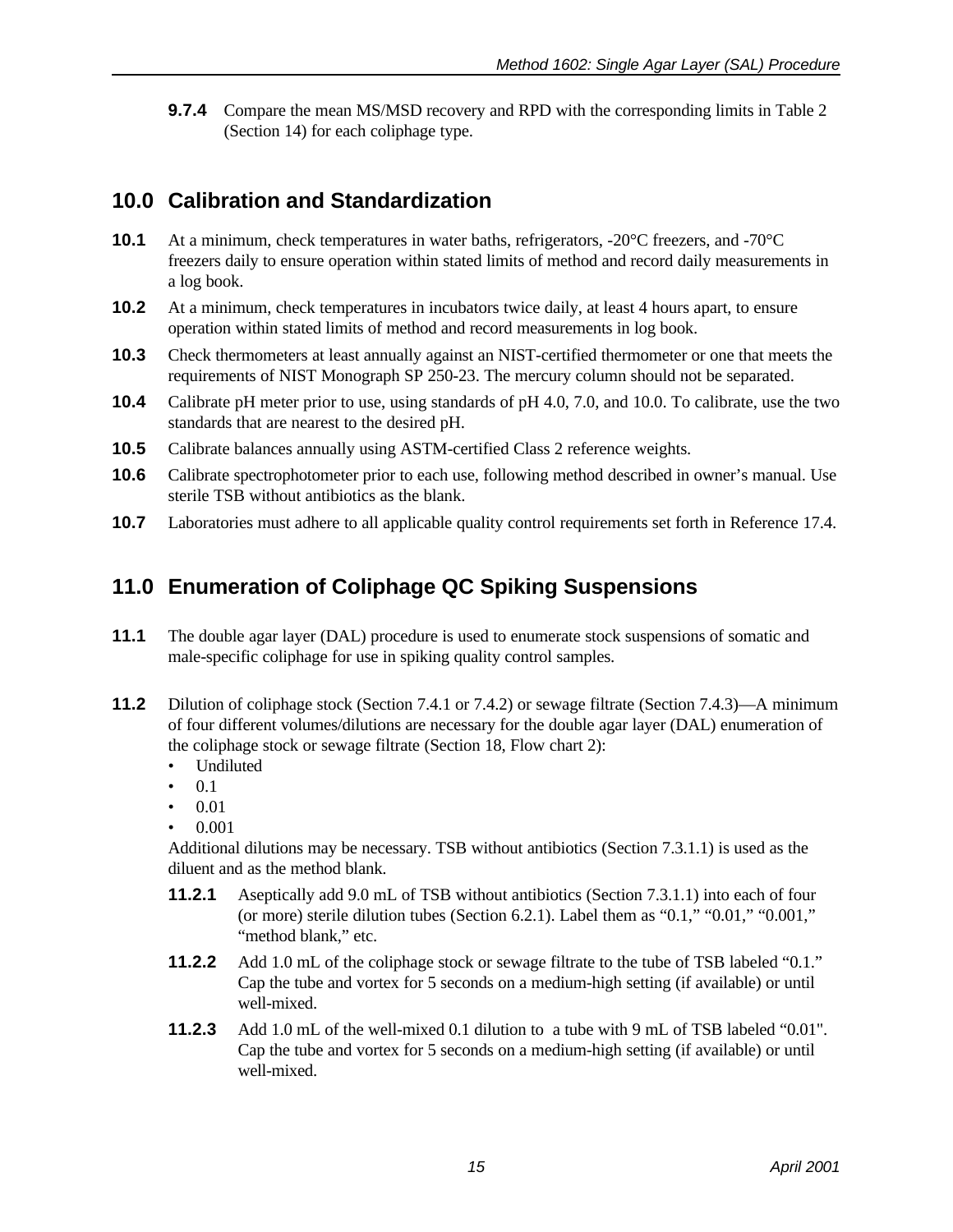**9.7.4** Compare the mean MS/MSD recovery and RPD with the corresponding limits in Table 2 (Section 14) for each coliphage type.

## 10.0 Calibration and Standardization

**10.1** At a minimum, check temperatures in water baths, refrigerators, -20°C freezers, and -70°C freezers daily to ensure operation within stated limits of method and record daily measurements in a log book.

**10.2** At a minimum, check temperatures in incubators twice daily, at least 4 hours apart, to ensure operation within stated limits of method and record measurements in log book.

**10.3** Check thermometers at least annually against an NIST-certified thermometer or one that meets the requirements of NIST Monograph SP 250-23. The mercury column should not be separated.

**10.4** Calibrate pH meter prior to use, using standards of pH 4.0, 7.0, and 10.0. To calibrate, use the two standards that are nearest to the desired pH.

**10.5** Calibrate balances annually using ASTM-certified Class 2 reference weights.

**10.6** Calibrate spectrophotometer prior to each use, following method described in owner's manual. Use sterile TSB without antibiotics as the blank.

**10.7** Laboratories must adhere to all applicable quality control requirements set forth in Reference 17.4.

## 11.0 Enumeration of Coliphage QC Spiking Suspensions

**11.1** The double agar layer (DAL) procedure is used to enumerate stock suspensions of somatic and male-specific coliphage for use in spiking quality control samples.

**11.2** Dilution of coliphage stock (Section 7.4.1 or 7.4.2) or sewage filtrate (Section 7.4.3)—A minimum of four different volumes/dilutions are necessary for the double agar layer (DAL) enumeration of the coliphage stock or sewage filtrate (Section 18, Flow chart 2):

- Undiluted
- 0.1
- 0.01
- 0.001

Additional dilutions may be necessary. TSB without antibiotics (Section 7.3.1.1) is used as the diluent and as the method blank.

**11.2.1** Aseptically add 9.0 mL of TSB without antibiotics (Section 7.3.1.1) into each of four (or more) sterile dilution tubes (Section 6.2.1). Label them as "0.1," "0.01," "0.001," "method blank," etc.

**11.2.2** Add 1.0 mL of the coliphage stock or sewage filtrate to the tube of TSB labeled "0.1." Cap the tube and vortex for 5 seconds on a medium-high setting (if available) or until well-mixed.

**11.2.3** Add 1.0 mL of the well-mixed 0.1 dilution to a tube with 9 mL of TSB labeled "0.01". Cap the tube and vortex for 5 seconds on a medium-high setting (if available) or until well-mixed.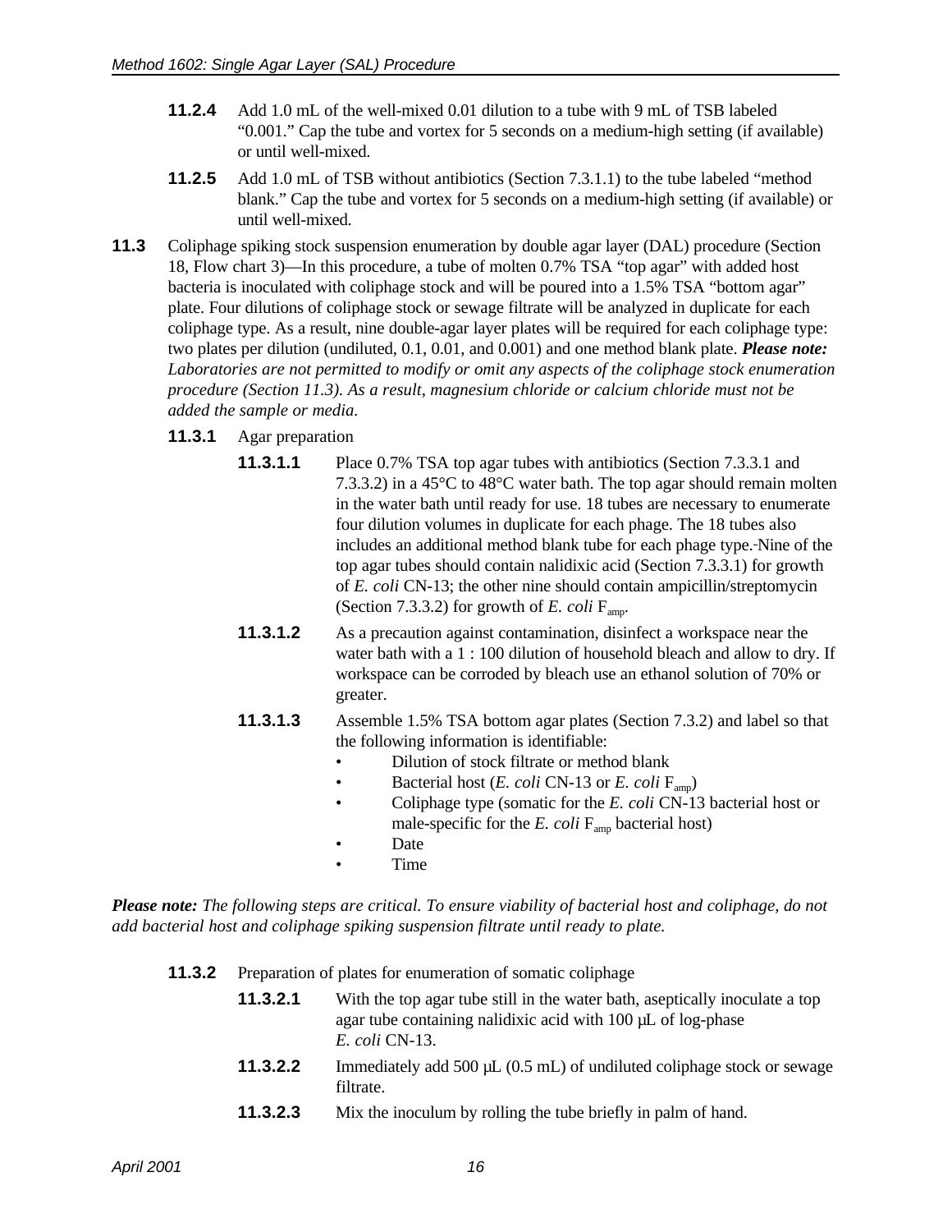**11.2.4** Add 1.0 mL of the well-mixed 0.01 dilution to a tube with 9 mL of TSB labeled "0.001." Cap the tube and vortex for 5 seconds on a medium-high setting (if available) or until well-mixed.

**11.2.5** Add 1.0 mL of TSB without antibiotics (Section 7.3.1.1) to the tube labeled "method blank." Cap the tube and vortex for 5 seconds on a medium-high setting (if available) or until well-mixed.

**11.3** Coliphage spiking stock suspension enumeration by double agar layer (DAL) procedure (Section 18, Flow chart 3)—In this procedure, a tube of molten 0.7% TSA "top agar" with added host bacteria is inoculated with coliphage stock and will be poured into a 1.5% TSA "bottom agar" plate. Four dilutions of coliphage stock or sewage filtrate will be analyzed in duplicate for each coliphage type. As a result, nine double-agar layer plates will be required for each coliphage type: two plates per dilution (undiluted, 0.1, 0.01, and 0.001) and one method blank plate. ***Please note:*** *Laboratories are not permitted to modify or omit any aspects of the coliphage stock enumeration procedure (Section 11.3). As a result, magnesium chloride or calcium chloride must not be added the sample or media.*

**11.3.1** Agar preparation

**11.3.1.1** Place 0.7% TSA top agar tubes with antibiotics (Section 7.3.3.1 and 7.3.3.2) in a 45°C to 48°C water bath. The top agar should remain molten in the water bath until ready for use. 18 tubes are necessary to enumerate four dilution volumes in duplicate for each phage. The 18 tubes also includes an additional method blank tube for each phage type. Nine of the top agar tubes should contain nalidixic acid (Section 7.3.3.1) for growth of *E. coli* CN-13; the other nine should contain ampicillin/streptomycin (Section 7.3.3.2) for growth of *E. coli* $F_{amp}$.

**11.3.1.2** As a precaution against contamination, disinfect a workspace near the water bath with a 1 : 100 dilution of household bleach and allow to dry. If workspace can be corroded by bleach use an ethanol solution of 70% or greater.

**11.3.1.3** Assemble 1.5% TSA bottom agar plates (Section 7.3.2) and label so that the following information is identifiable:

- Dilution of stock filtrate or method blank
- Bacterial host (*E. coli* CN-13 or *E. coli* $F_{amp}$)
- Coliphage type (somatic for the *E. coli* CN-13 bacterial host or male-specific for the *E. coli* $F_{amp}$ bacterial host)
- Date
- Time

***Please note:*** *The following steps are critical. To ensure viability of bacterial host and coliphage, do not add bacterial host and coliphage spiking suspension filtrate until ready to plate.*

**11.3.2** Preparation of plates for enumeration of somatic coliphage

**11.3.2.1** With the top agar tube still in the water bath, aseptically inoculate a top agar tube containing nalidixic acid with 100 µL of log-phase *E. coli* CN-13.

**11.3.2.2** Immediately add 500 µL (0.5 mL) of undiluted coliphage stock or sewage filtrate.

**11.3.2.3** Mix the inoculum by rolling the tube briefly in palm of hand.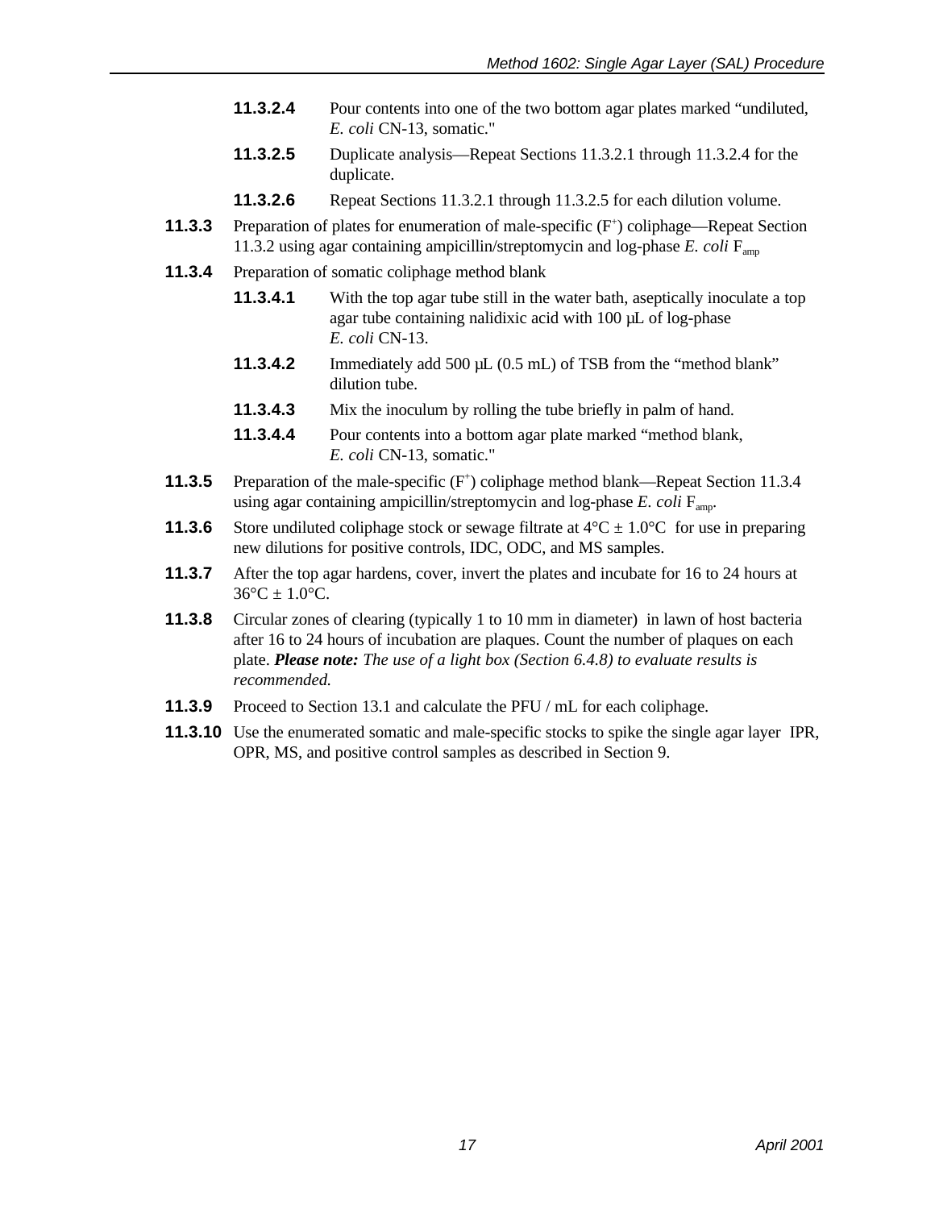**11.3.2.4** Pour contents into one of the two bottom agar plates marked “undiluted, *E. coli* CN-13, somatic."

**11.3.2.5** Duplicate analysis—Repeat Sections 11.3.2.1 through 11.3.2.4 for the duplicate.

**11.3.2.6** Repeat Sections 11.3.2.1 through 11.3.2.5 for each dilution volume.

**11.3.3** Preparation of plates for enumeration of male-specific ($F^+$) coliphage—Repeat Section 11.3.2 using agar containing ampicillin/streptomycin and log-phase *E. coli* $F_{amp}$

**11.3.4** Preparation of somatic coliphage method blank

**11.3.4.1** With the top agar tube still in the water bath, aseptically inoculate a top agar tube containing nalidixic acid with 100 µL of log-phase *E. coli* CN-13.

**11.3.4.2** Immediately add 500 µL (0.5 mL) of TSB from the “method blank” dilution tube.

**11.3.4.3** Mix the inoculum by rolling the tube briefly in palm of hand.

**11.3.4.4** Pour contents into a bottom agar plate marked “method blank, *E. coli* CN-13, somatic."

**11.3.5** Preparation of the male-specific ($F^+$) coliphage method blank—Repeat Section 11.3.4 using agar containing ampicillin/streptomycin and log-phase *E. coli* $F_{amp}$.

**11.3.6** Store undiluted coliphage stock or sewage filtrate at 4°C ± 1.0°C for use in preparing new dilutions for positive controls, IDC, ODC, and MS samples.

**11.3.7** After the top agar hardens, cover, invert the plates and incubate for 16 to 24 hours at 36°C ± 1.0°C.

**11.3.8** Circular zones of clearing (typically 1 to 10 mm in diameter) in lawn of host bacteria after 16 to 24 hours of incubation are plaques. Count the number of plaques on each plate. ***Please note:*** *The use of a light box (Section 6.4.8) to evaluate results is recommended.*

**11.3.9** Proceed to Section 13.1 and calculate the PFU / mL for each coliphage.

**11.3.10** Use the enumerated somatic and male-specific stocks to spike the single agar layer IPR, OPR, MS, and positive control samples as described in Section 9.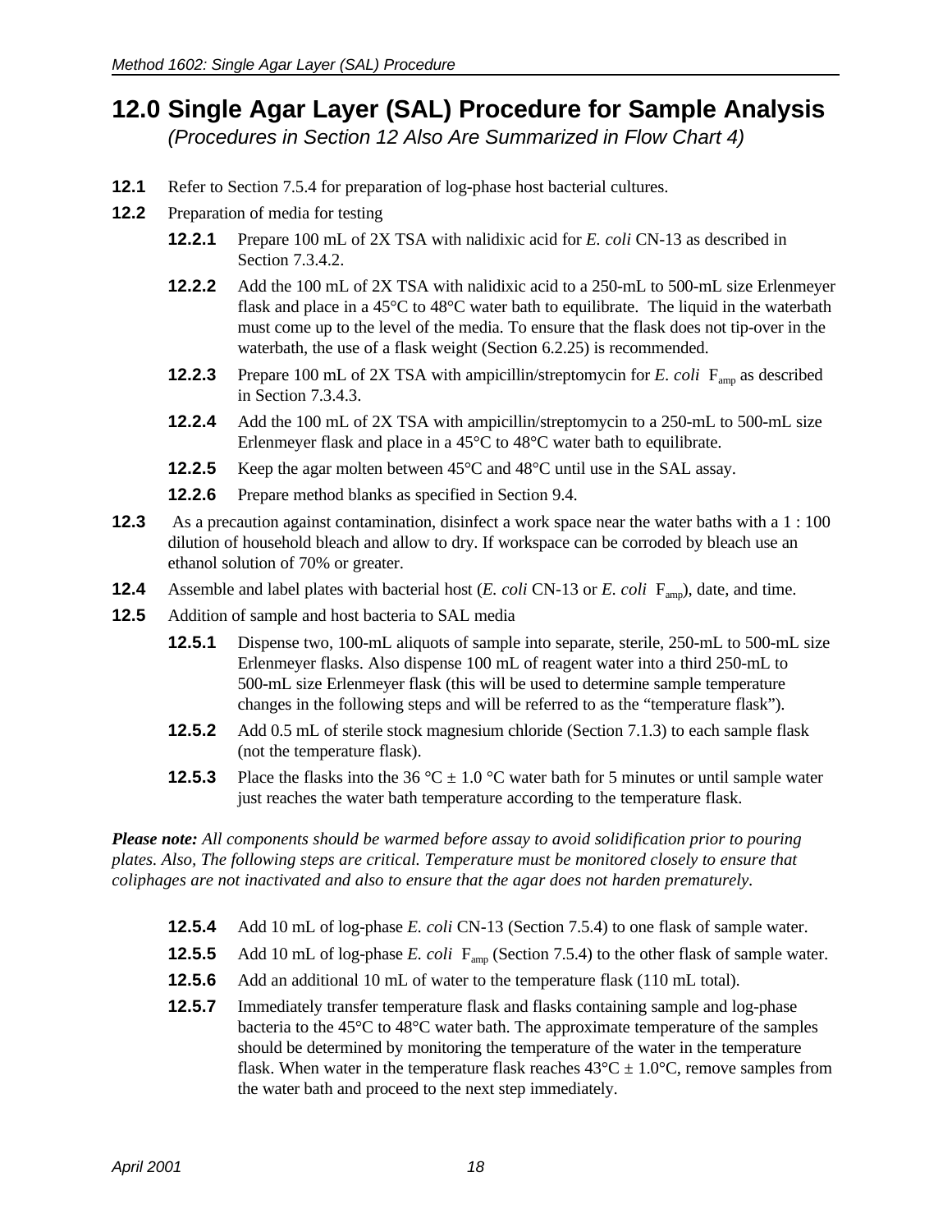# 12.0 Single Agar Layer (SAL) Procedure for Sample Analysis

*(Procedures in Section 12 Also Are Summarized in Flow Chart 4)*

**12.1** Refer to Section 7.5.4 for preparation of log-phase host bacterial cultures.

**12.2** Preparation of media for testing

**12.2.1** Prepare 100 mL of 2X TSA with nalidixic acid for *E. coli* CN-13 as described in Section 7.3.4.2.

**12.2.2** Add the 100 mL of 2X TSA with nalidixic acid to a 250-mL to 500-mL size Erlenmeyer flask and place in a 45°C to 48°C water bath to equilibrate. The liquid in the waterbath must come up to the level of the media. To ensure that the flask does not tip-over in the waterbath, the use of a flask weight (Section 6.2.25) is recommended.

**12.2.3** Prepare 100 mL of 2X TSA with ampicillin/streptomycin for *E. coli* $F_{amp}$ as described in Section 7.3.4.3.

**12.2.4** Add the 100 mL of 2X TSA with ampicillin/streptomycin to a 250-mL to 500-mL size Erlenmeyer flask and place in a 45°C to 48°C water bath to equilibrate.

**12.2.5** Keep the agar molten between 45°C and 48°C until use in the SAL assay.

**12.2.6** Prepare method blanks as specified in Section 9.4.

**12.3** As a precaution against contamination, disinfect a work space near the water baths with a 1 : 100 dilution of household bleach and allow to dry. If workspace can be corroded by bleach use an ethanol solution of 70% or greater.

**12.4** Assemble and label plates with bacterial host (*E. coli* CN-13 or *E. coli* $F_{amp}$), date, and time.

**12.5** Addition of sample and host bacteria to SAL media

**12.5.1** Dispense two, 100-mL aliquots of sample into separate, sterile, 250-mL to 500-mL size Erlenmeyer flasks. Also dispense 100 mL of reagent water into a third 250-mL to 500-mL size Erlenmeyer flask (this will be used to determine sample temperature changes in the following steps and will be referred to as the "temperature flask").

**12.5.2** Add 0.5 mL of sterile stock magnesium chloride (Section 7.1.3) to each sample flask (not the temperature flask).

**12.5.3** Place the flasks into the 36 °C ± 1.0 °C water bath for 5 minutes or until sample water just reaches the water bath temperature according to the temperature flask.

***Please note:*** *All components should be warmed before assay to avoid solidification prior to pouring plates. Also, The following steps are critical. Temperature must be monitored closely to ensure that coliphages are not inactivated and also to ensure that the agar does not harden prematurely.*

**12.5.4** Add 10 mL of log-phase *E. coli* CN-13 (Section 7.5.4) to one flask of sample water.

**12.5.5** Add 10 mL of log-phase *E. coli* $F_{amp}$ (Section 7.5.4) to the other flask of sample water.

**12.5.6** Add an additional 10 mL of water to the temperature flask (110 mL total).

**12.5.7** Immediately transfer temperature flask and flasks containing sample and log-phase bacteria to the 45°C to 48°C water bath. The approximate temperature of the samples should be determined by monitoring the temperature of the water in the temperature flask. When water in the temperature flask reaches 43°C ± 1.0°C, remove samples from the water bath and proceed to the next step immediately.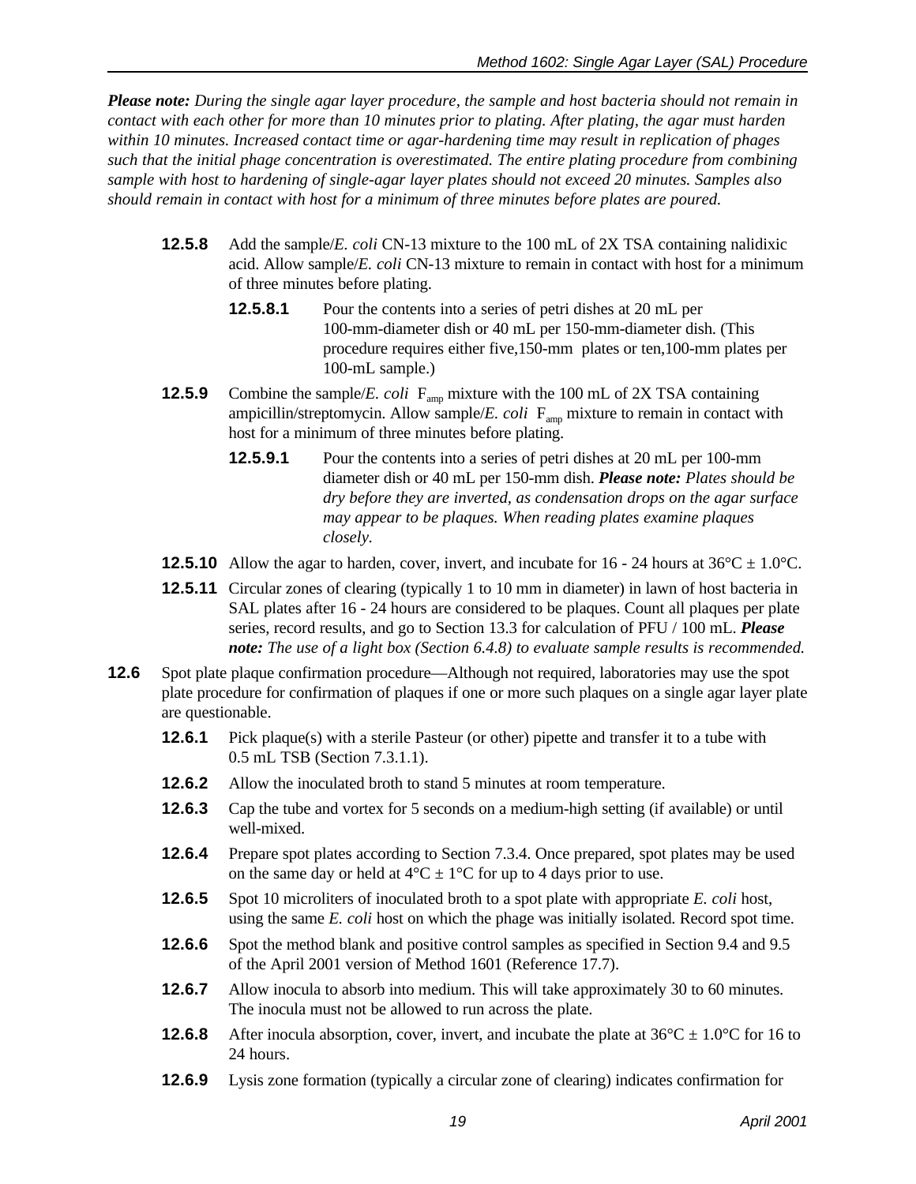***Please note:*** *During the single agar layer procedure, the sample and host bacteria should not remain in contact with each other for more than 10 minutes prior to plating. After plating, the agar must harden within 10 minutes. Increased contact time or agar-hardening time may result in replication of phages such that the initial phage concentration is overestimated. The entire plating procedure from combining sample with host to hardening of single-agar layer plates should not exceed 20 minutes. Samples also should remain in contact with host for a minimum of three minutes before plates are poured.*

**12.5.8** Add the sample/*E. coli* CN-13 mixture to the 100 mL of 2X TSA containing nalidixic acid. Allow sample/*E. coli* CN-13 mixture to remain in contact with host for a minimum of three minutes before plating.

**12.5.8.1** Pour the contents into a series of petri dishes at 20 mL per 100-mm-diameter dish or 40 mL per 150-mm-diameter dish. (This procedure requires either five,150-mm plates or ten,100-mm plates per 100-mL sample.)

**12.5.9** Combine the sample/*E. coli* $F_{amp}$ mixture with the 100 mL of 2X TSA containing ampicillin/streptomycin. Allow sample/*E. coli* $F_{amp}$ mixture to remain in contact with host for a minimum of three minutes before plating.

**12.5.9.1** Pour the contents into a series of petri dishes at 20 mL per 100-mm diameter dish or 40 mL per 150-mm dish. ***Please note:*** *Plates should be dry before they are inverted, as condensation drops on the agar surface may appear to be plaques. When reading plates examine plaques closely.*

**12.5.10** Allow the agar to harden, cover, invert, and incubate for 16 - 24 hours at 36°C ± 1.0°C.

**12.5.11** Circular zones of clearing (typically 1 to 10 mm in diameter) in lawn of host bacteria in SAL plates after 16 - 24 hours are considered to be plaques. Count all plaques per plate series, record results, and go to Section 13.3 for calculation of PFU / 100 mL. ***Please note:*** *The use of a light box (Section 6.4.8) to evaluate sample results is recommended.*

**12.6** Spot plate plaque confirmation procedure—Although not required, laboratories may use the spot plate procedure for confirmation of plaques if one or more such plaques on a single agar layer plate are questionable.

**12.6.1** Pick plaque(s) with a sterile Pasteur (or other) pipette and transfer it to a tube with 0.5 mL TSB (Section 7.3.1.1).

**12.6.2** Allow the inoculated broth to stand 5 minutes at room temperature.

**12.6.3** Cap the tube and vortex for 5 seconds on a medium-high setting (if available) or until well-mixed.

**12.6.4** Prepare spot plates according to Section 7.3.4. Once prepared, spot plates may be used on the same day or held at 4°C ± 1°C for up to 4 days prior to use.

**12.6.5** Spot 10 microliters of inoculated broth to a spot plate with appropriate *E. coli* host, using the same *E. coli* host on which the phage was initially isolated. Record spot time.

**12.6.6** Spot the method blank and positive control samples as specified in Section 9.4 and 9.5 of the April 2001 version of Method 1601 (Reference 17.7).

**12.6.7** Allow inocula to absorb into medium. This will take approximately 30 to 60 minutes. The inocula must not be allowed to run across the plate.

**12.6.8** After inocula absorption, cover, invert, and incubate the plate at 36°C ± 1.0°C for 16 to 24 hours.

**12.6.9** Lysis zone formation (typically a circular zone of clearing) indicates confirmation for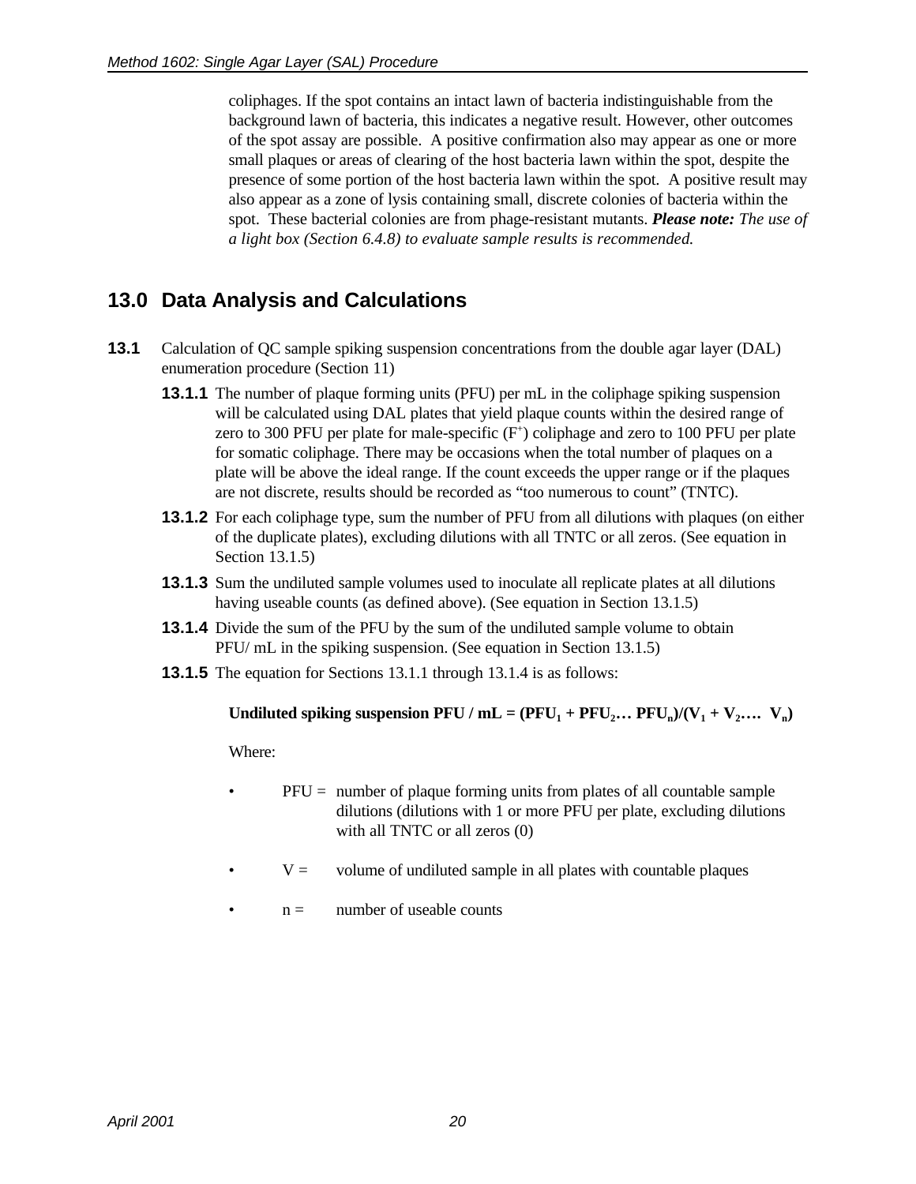coliphages. If the spot contains an intact lawn of bacteria indistinguishable from the background lawn of bacteria, this indicates a negative result. However, other outcomes of the spot assay are possible. A positive confirmation also may appear as one or more small plaques or areas of clearing of the host bacteria lawn within the spot, despite the presence of some portion of the host bacteria lawn within the spot. A positive result may also appear as a zone of lysis containing small, discrete colonies of bacteria within the spot. These bacterial colonies are from phage-resistant mutants. ***Please note:*** *The use of a light box (Section 6.4.8) to evaluate sample results is recommended.*

## 13.0 Data Analysis and Calculations

**13.1** Calculation of QC sample spiking suspension concentrations from the double agar layer (DAL) enumeration procedure (Section 11)

**13.1.1** The number of plaque forming units (PFU) per mL in the coliphage spiking suspension will be calculated using DAL plates that yield plaque counts within the desired range of zero to 300 PFU per plate for male-specific ($F^+$) coliphage and zero to 100 PFU per plate for somatic coliphage. There may be occasions when the total number of plaques on a plate will be above the ideal range. If the count exceeds the upper range or if the plaques are not discrete, results should be recorded as "too numerous to count" (TNTC).

**13.1.2** For each coliphage type, sum the number of PFU from all dilutions with plaques (on either of the duplicate plates), excluding dilutions with all TNTC or all zeros. (See equation in Section 13.1.5)

**13.1.3** Sum the undiluted sample volumes used to inoculate all replicate plates at all dilutions having useable counts (as defined above). (See equation in Section 13.1.5)

**13.1.4** Divide the sum of the PFU by the sum of the undiluted sample volume to obtain PFU/ mL in the spiking suspension. (See equation in Section 13.1.5)

**13.1.5** The equation for Sections 13.1.1 through 13.1.4 is as follows:

$$\textbf{Undiluted spiking suspension PFU / mL} = (PFU_1 + PFU_2 \ldots PFU_n)/(V_1 + V_2 \ldots V_n)$$

Where:

- PFU = number of plaque forming units from plates of all countable sample dilutions (dilutions with 1 or more PFU per plate, excluding dilutions with all TNTC or all zeros (0)
- V = volume of undiluted sample in all plates with countable plaques
- n = number of useable counts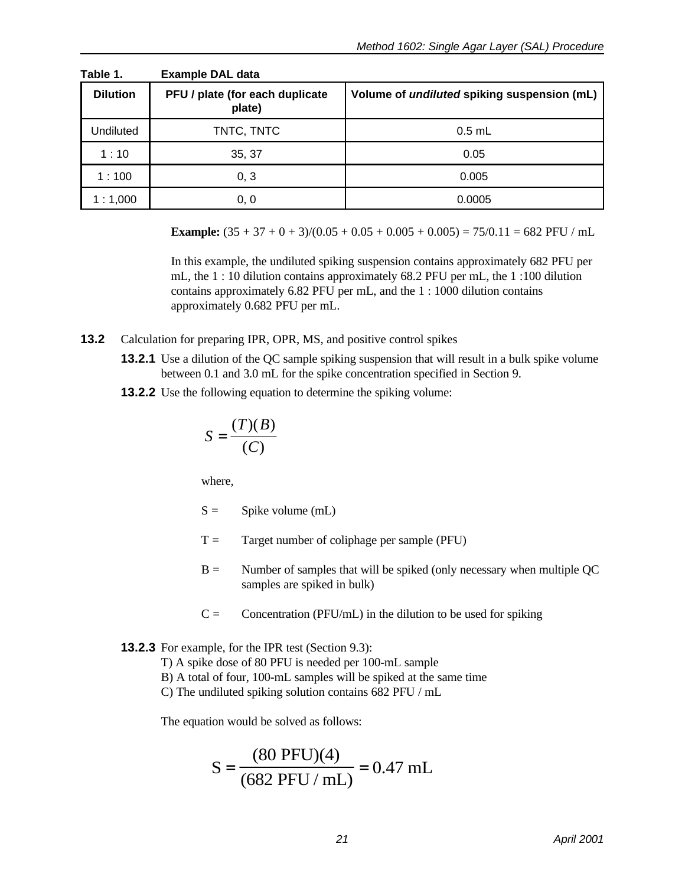**Table 1. Example DAL data**

| Dilution | PFU / plate (for each duplicate plate) | Volume of *undiluted* spiking suspension (mL) |
|---|---|---|
| Undiluted | TNTC, TNTC | 0.5 mL |
| 1 : 10 | 35, 37 | 0.05 |
| 1 : 100 | 0, 3 | 0.005 |
| 1 : 1,000 | 0, 0 | 0.0005 |

**Example:** (35 + 37 + 0 + 3)/(0.05 + 0.05 + 0.005 + 0.005) = 75/0.11 = 682 PFU / mL

In this example, the undiluted spiking suspension contains approximately 682 PFU per mL, the 1 : 10 dilution contains approximately 68.2 PFU per mL, the 1 :100 dilution contains approximately 6.82 PFU per mL, and the 1 : 1000 dilution contains approximately 0.682 PFU per mL.

**13.2** Calculation for preparing IPR, OPR, MS, and positive control spikes

**13.2.1** Use a dilution of the QC sample spiking suspension that will result in a bulk spike volume between 0.1 and 3.0 mL for the spike concentration specified in Section 9.

**13.2.2** Use the following equation to determine the spiking volume:

$$S = \frac{(T)(B)}{(C)}$$

where,

S = Spike volume (mL)

T = Target number of coliphage per sample (PFU)

B = Number of samples that will be spiked (only necessary when multiple QC samples are spiked in bulk)

C = Concentration (PFU/mL) in the dilution to be used for spiking

**13.2.3** For example, for the IPR test (Section 9.3):
T) A spike dose of 80 PFU is needed per 100-mL sample
B) A total of four, 100-mL samples will be spiked at the same time
C) The undiluted spiking solution contains 682 PFU / mL

The equation would be solved as follows:

$$\text{S} = \frac{(80\ \text{PFU})(4)}{(682\ \text{PFU / mL})} = 0.47\ \text{mL}$$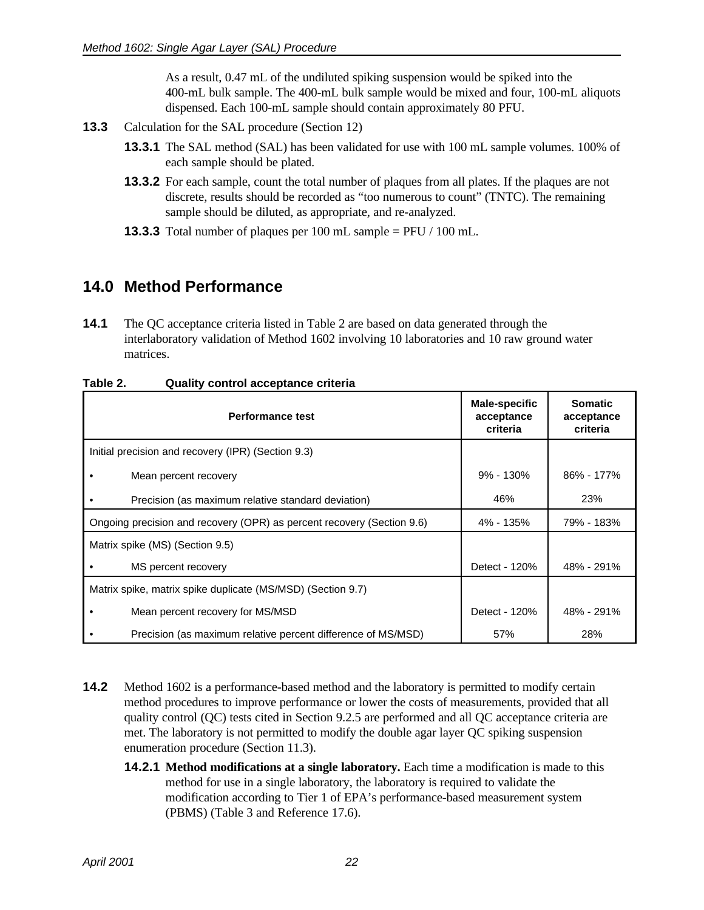As a result, 0.47 mL of the undiluted spiking suspension would be spiked into the 400-mL bulk sample. The 400-mL bulk sample would be mixed and four, 100-mL aliquots dispensed. Each 100-mL sample should contain approximately 80 PFU.

**13.3** Calculation for the SAL procedure (Section 12)

**13.3.1** The SAL method (SAL) has been validated for use with 100 mL sample volumes. 100% of each sample should be plated.

**13.3.2** For each sample, count the total number of plaques from all plates. If the plaques are not discrete, results should be recorded as "too numerous to count" (TNTC). The remaining sample should be diluted, as appropriate, and re-analyzed.

**13.3.3** Total number of plaques per 100 mL sample = PFU / 100 mL.

## 14.0 Method Performance

**14.1** The QC acceptance criteria listed in Table 2 are based on data generated through the interlaboratory validation of Method 1602 involving 10 laboratories and 10 raw ground water matrices.

**Table 2. Quality control acceptance criteria**

| Performance test | Male-specific acceptance criteria | Somatic acceptance criteria |
|---|---|---|
| Initial precision and recovery (IPR) (Section 9.3) | | |
| • Mean percent recovery | 9% - 130% | 86% - 177% |
| • Precision (as maximum relative standard deviation) | 46% | 23% |
| Ongoing precision and recovery (OPR) as percent recovery (Section 9.6) | 4% - 135% | 79% - 183% |
| Matrix spike (MS) (Section 9.5) | | |
| • MS percent recovery | Detect - 120% | 48% - 291% |
| Matrix spike, matrix spike duplicate (MS/MSD) (Section 9.7) | | |
| • Mean percent recovery for MS/MSD | Detect - 120% | 48% - 291% |
| • Precision (as maximum relative percent difference of MS/MSD) | 57% | 28% |

**14.2** Method 1602 is a performance-based method and the laboratory is permitted to modify certain method procedures to improve performance or lower the costs of measurements, provided that all quality control (QC) tests cited in Section 9.2.5 are performed and all QC acceptance criteria are met. The laboratory is not permitted to modify the double agar layer QC spiking suspension enumeration procedure (Section 11.3).

**14.2.1** **Method modifications at a single laboratory.** Each time a modification is made to this method for use in a single laboratory, the laboratory is required to validate the modification according to Tier 1 of EPA's performance-based measurement system (PBMS) (Table 3 and Reference 17.6).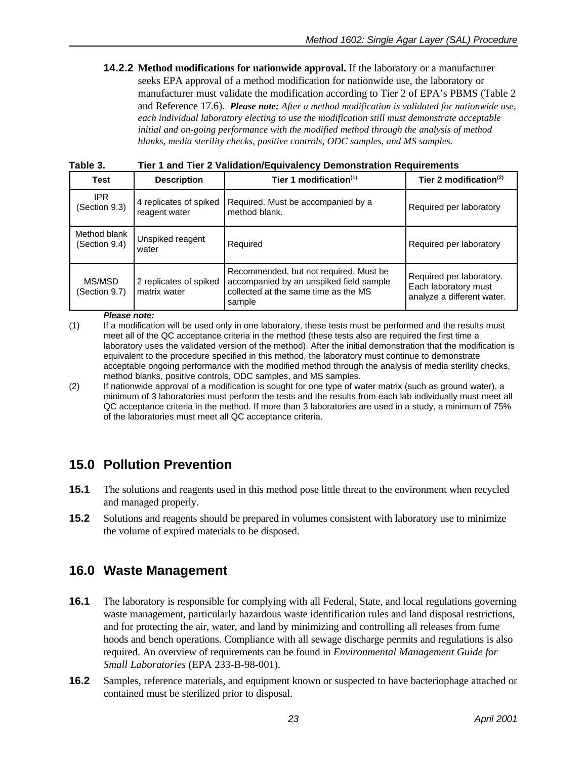**14.2.2 Method modifications for nationwide approval.** If the laboratory or a manufacturer seeks EPA approval of a method modification for nationwide use, the laboratory or manufacturer must validate the modification according to Tier 2 of EPA's PBMS (Table 2 and Reference 17.6). ***Please note:*** *After a method modification is validated for nationwide use, each individual laboratory electing to use the modification still must demonstrate acceptable initial and on-going performance with the modified method through the analysis of method blanks, media sterility checks, positive controls, ODC samples, and MS samples.*

**Table 3. Tier 1 and Tier 2 Validation/Equivalency Demonstration Requirements**

| Test | Description | Tier 1 modification(1) | Tier 2 modification(2) |
|---|---|---|---|
| IPR (Section 9.3) | 4 replicates of spiked reagent water | Required. Must be accompanied by a method blank. | Required per laboratory |
| Method blank (Section 9.4) | Unspiked reagent water | Required | Required per laboratory |
| MS/MSD (Section 9.7) | 2 replicates of spiked matrix water | Recommended, but not required. Must be accompanied by an unspiked field sample collected at the same time as the MS sample | Required per laboratory. Each laboratory must analyze a different water. |

***Please note:***

(1) If a modification will be used only in one laboratory, these tests must be performed and the results must meet all of the QC acceptance criteria in the method (these tests also are required the first time a laboratory uses the validated version of the method). After the initial demonstration that the modification is equivalent to the procedure specified in this method, the laboratory must continue to demonstrate acceptable ongoing performance with the modified method through the analysis of media sterility checks, method blanks, positive controls, ODC samples, and MS samples.

(2) If nationwide approval of a modification is sought for one type of water matrix (such as ground water), a minimum of 3 laboratories must perform the tests and the results from each lab individually must meet all QC acceptance criteria in the method. If more than 3 laboratories are used in a study, a minimum of 75% of the laboratories must meet all QC acceptance criteria.

## 15.0 Pollution Prevention

**15.1** The solutions and reagents used in this method pose little threat to the environment when recycled and managed properly.

**15.2** Solutions and reagents should be prepared in volumes consistent with laboratory use to minimize the volume of expired materials to be disposed.

## 16.0 Waste Management

**16.1** The laboratory is responsible for complying with all Federal, State, and local regulations governing waste management, particularly hazardous waste identification rules and land disposal restrictions, and for protecting the air, water, and land by minimizing and controlling all releases from fume hoods and bench operations. Compliance with all sewage discharge permits and regulations is also required. An overview of requirements can be found in *Environmental Management Guide for Small Laboratories* (EPA 233-B-98-001).

**16.2** Samples, reference materials, and equipment known or suspected to have bacteriophage attached or contained must be sterilized prior to disposal.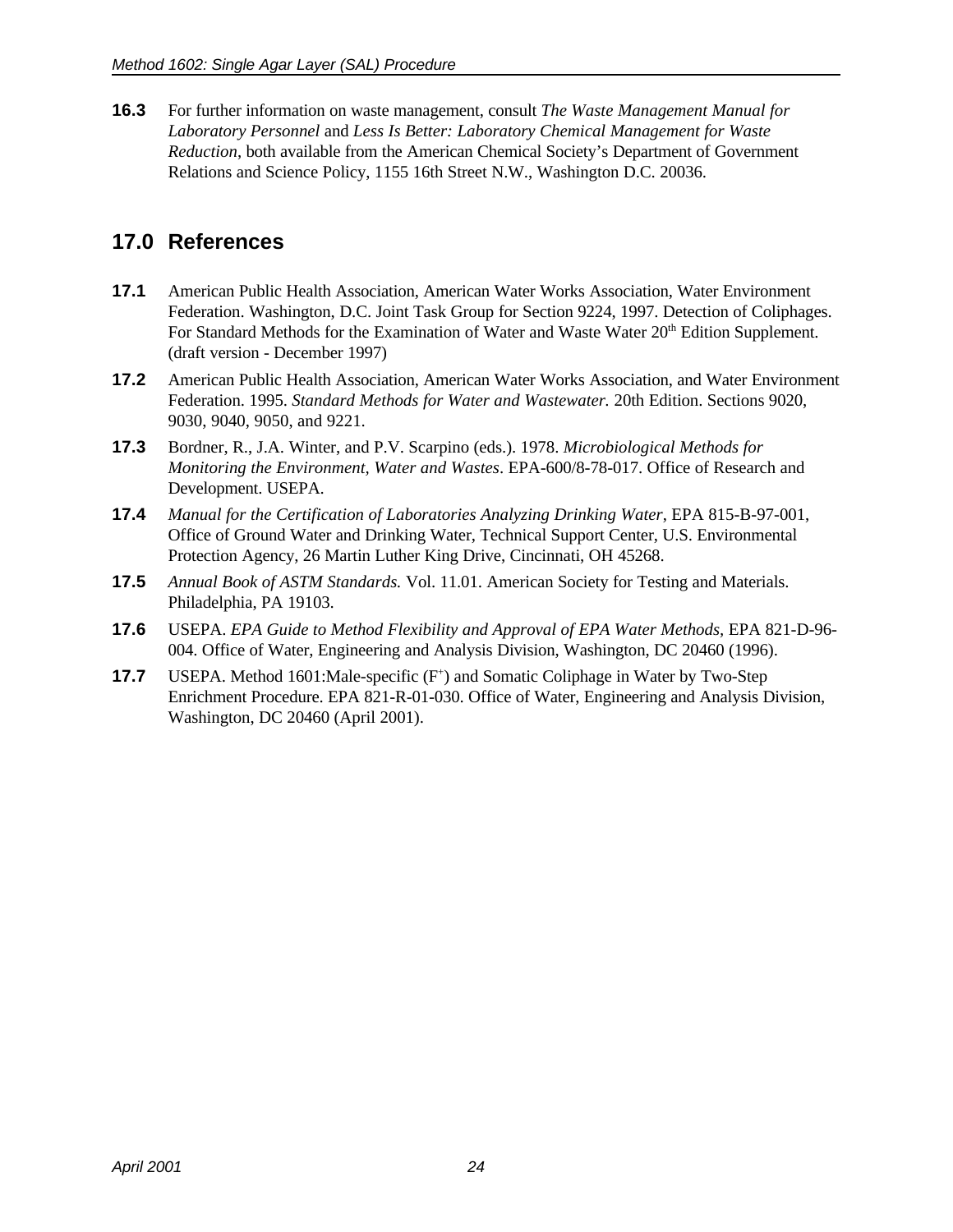**16.3** For further information on waste management, consult *The Waste Management Manual for Laboratory Personnel* and *Less Is Better: Laboratory Chemical Management for Waste Reduction*, both available from the American Chemical Society's Department of Government Relations and Science Policy, 1155 16th Street N.W., Washington D.C. 20036.

## 17.0 References

**17.1** American Public Health Association, American Water Works Association, Water Environment Federation. Washington, D.C. Joint Task Group for Section 9224, 1997. Detection of Coliphages. For Standard Methods for the Examination of Water and Waste Water 20th Edition Supplement. (draft version - December 1997)

**17.2** American Public Health Association, American Water Works Association, and Water Environment Federation. 1995. *Standard Methods for Water and Wastewater.* 20th Edition. Sections 9020, 9030, 9040, 9050, and 9221.

**17.3** Bordner, R., J.A. Winter, and P.V. Scarpino (eds.). 1978. *Microbiological Methods for Monitoring the Environment, Water and Wastes*. EPA-600/8-78-017. Office of Research and Development. USEPA.

**17.4** *Manual for the Certification of Laboratories Analyzing Drinking Water*, EPA 815-B-97-001, Office of Ground Water and Drinking Water, Technical Support Center, U.S. Environmental Protection Agency, 26 Martin Luther King Drive, Cincinnati, OH 45268.

**17.5** *Annual Book of ASTM Standards.* Vol. 11.01. American Society for Testing and Materials. Philadelphia, PA 19103.

**17.6** USEPA. *EPA Guide to Method Flexibility and Approval of EPA Water Methods*, EPA 821-D-96-004. Office of Water, Engineering and Analysis Division, Washington, DC 20460 (1996).

**17.7** USEPA. Method 1601:Male-specific ($F^+$) and Somatic Coliphage in Water by Two-Step Enrichment Procedure. EPA 821-R-01-030. Office of Water, Engineering and Analysis Division, Washington, DC 20460 (April 2001).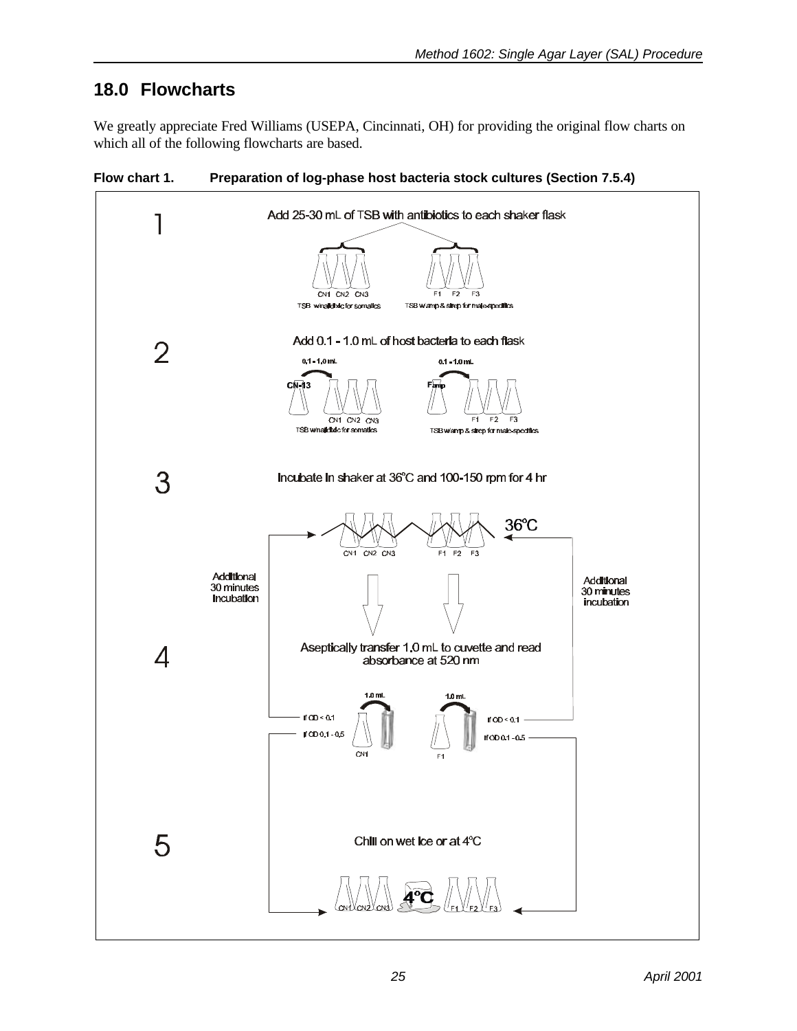## 18.0 Flowcharts

We greatly appreciate Fred Williams (USEPA, Cincinnati, OH) for providing the original flow charts on which all of the following flowcharts are based.

**Flow chart 1. Preparation of log-phase host bacteria stock cultures (Section 7.5.4)**

1

Add 25-30 mL of TSB with antibiotics to each shaker flask

CN1 CN2 CN3

TSB w/nalidixic for somatics

F1 F2 F3

TSB w/amp & strep for male-specifics

2

Add 0.1 - 1.0 mL of host bacteria to each flask

0.1 - 1.0 mL

CN-13

CN1 CN2 CN3

TSB w/nalidixic for somatics

0.1 - 1.0 mL

Famp

F1 F2 F3

TSB w/amp & strep for male-specifics

3

Incubate in shaker at 36°C and 100-150 rpm for 4 hr

36°C

CN1 CN2 CN3

F1 F2 F3

Additional 30 minutes incubation

Additional 30 minutes incubation

4

Aseptically transfer 1.0 mL to cuvette and read absorbance at 520 nm

1.0 mL

1.0 mL

if OD < 0.1

if OD 0.1 - 0.5

CN1

if OD < 0.1

if OD 0.1 - 0.5

F1

5

Chill on wet ice or at 4°C

4°C

CN1 CN2 CN3

F1 F2 F3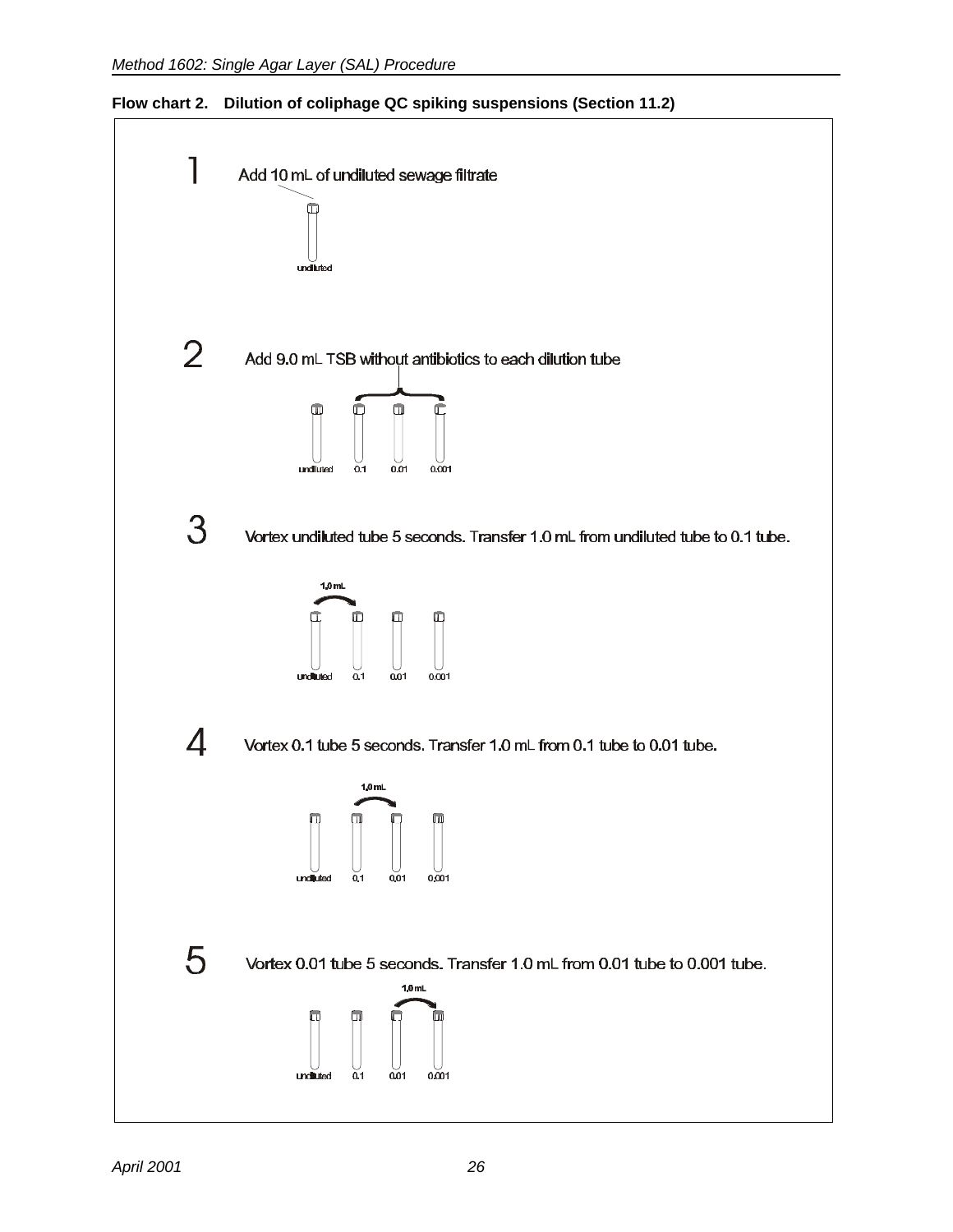**Flow chart 2. Dilution of coliphage QC spiking suspensions (Section 11.2)**

1 Add 10 mL of undiluted sewage filtrate

undiluted

2 Add 9.0 mL TSB without antibiotics to each dilution tube

undiluted 0.1 0.01 0.001

3 Vortex undiluted tube 5 seconds. Transfer 1.0 mL from undiluted tube to 0.1 tube.

1.0 mL

undiluted 0.1 0.01 0.001

4 Vortex 0.1 tube 5 seconds. Transfer 1.0 mL from 0.1 tube to 0.01 tube.

1.0 mL

undiluted 0.1 0.01 0.001

5 Vortex 0.01 tube 5 seconds. Transfer 1.0 mL from 0.01 tube to 0.001 tube.

1.0 mL

undiluted 0.1 0.01 0.001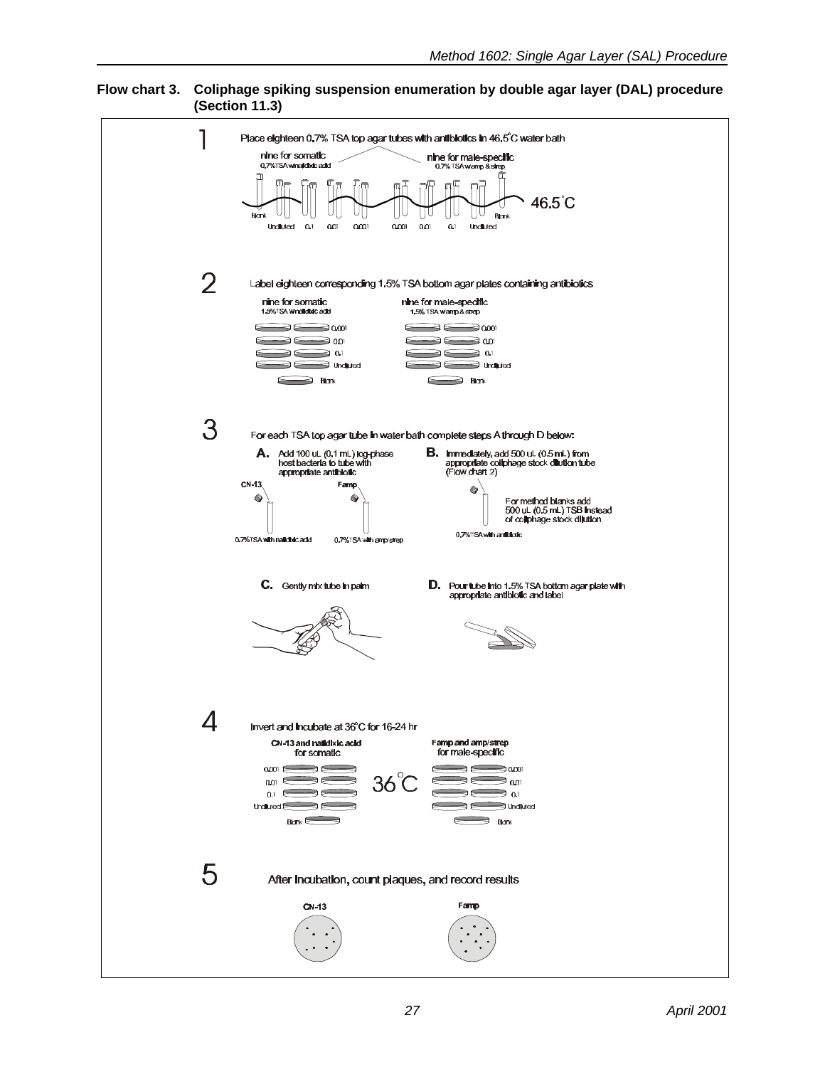**Flow chart 3. Coliphage spiking suspension enumeration by double agar layer (DAL) procedure (Section 11.3)**

1 Place eighteen 0.7% TSA top agar tubes with antibiotics in 46.5°C water bath

nine for somatic
0.7% TSA w/nalidixic acid

nine for male-specific
0.7% TSA w/amp & strep

46.5°C

Blank
Undiluted 0.1 0.01 0.001 0.001 0.01 0.1 Undiluted
Blank

2 Label eighteen corresponding 1.5% TSA bottom agar plates containing antibiotics

nine for somatic
1.5% TSA w/nalidixic acid

0.001
0.01
0.1
Undiluted
Blank

nine for male-specific
1.5% TSA w/amp & strep

0.001
0.01
0.1
Undiluted
Blank

3 For each TSA top agar tube in water bath complete steps A through D below:

**A.** Add 100 uL (0.1 mL) log-phase host bacteria to tube with appropriate antibiotic

CN-13
0.7% TSA with nalidixic acid

Famp
0.7% TSA with amp/strep

**B.** Immediately, add 500 uL (0.5 mL) from appropriate coliphage stock dilution tube (Flow chart 2)

For method blanks add 500 uL (0.5 mL) TSB instead of coliphage stock dilution

0.7% TSA with antibiotic

**C.** Gently mix tube in palm

**D.** Pour tube into 1.5% TSA bottom agar plate with appropriate antibiotic and label

4 Invert and incubate at 36°C for 16-24 hr

CN-13 and nalidixic acid
for somatic

0.001
0.01
0.1
Undiluted
Blank

36°C

Famp and amp/strep
for male-specific

0.001
0.01
0.1
Undiluted
Blank

5 After incubation, count plaques, and record results

CN-13

Famp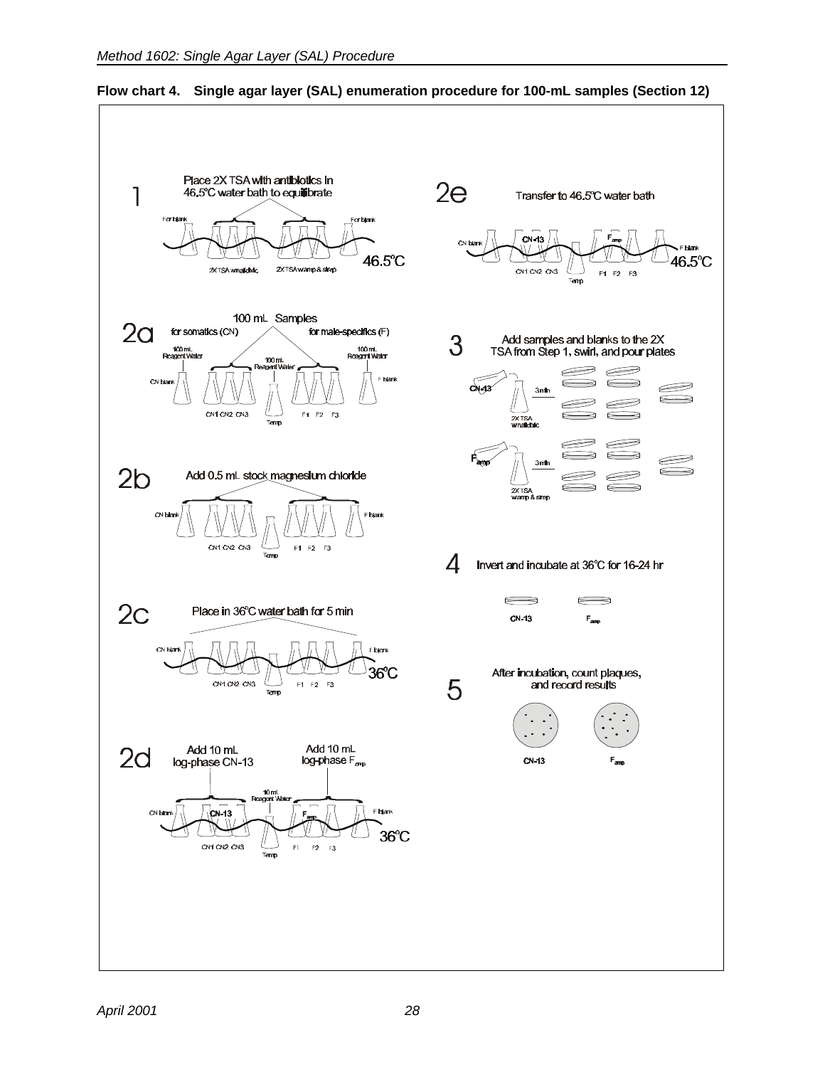**Flow chart 4. Single agar layer (SAL) enumeration procedure for 100-mL samples (Section 12)**

1 Place 2X TSA with antibiotics in 46.5°C water bath to equilibrate

For blank

For blank

2X TSA w/nalidixic

2X TSA w/amp & strep

46.5°C

2a 100 mL Samples

for somatics (CN)

for male-specifics (F)

100 mL Reagent Water

100 mL Reagent Water

100 mL Reagent Water

CN blank

F blank

CN1 CN2 CN3

Temp

F1 F2 F3

2b Add 0.5 mL stock magnesium chloride

CN blank

F blank

CN1 CN2 CN3

Temp

F1 F2 F3

2c Place in 36°C water bath for 5 min

CN blank

F blank

36°C

CN1 CN2 CN3

Temp

F1 F2 F3

2d Add 10 mL log-phase CN-13

Add 10 mL log-phase $F_{amp}$

10 mL Reagent Water

CN blank

CN-13

$F_{amp}$

F blank

36°C

CN1 CN2 CN3

Temp

F1 F2 F3

2e Transfer to 46.5°C water bath

CN blank

CN-13

$F_{amp}$

F blank

46.5°C

CN1 CN2 CN3

Temp

F1 F2 F3

3 Add samples and blanks to the 2X TSA from Step 1, swirl, and pour plates

CN-13

3 min

2X TSA w/nalidixic

$F_{amp}$

3 min

2X TSA w/amp & strep

4 Invert and incubate at 36°C for 16-24 hr

CN-13

$F_{amp}$

5 After incubation, count plaques, and record results

CN-13

$F_{amp}$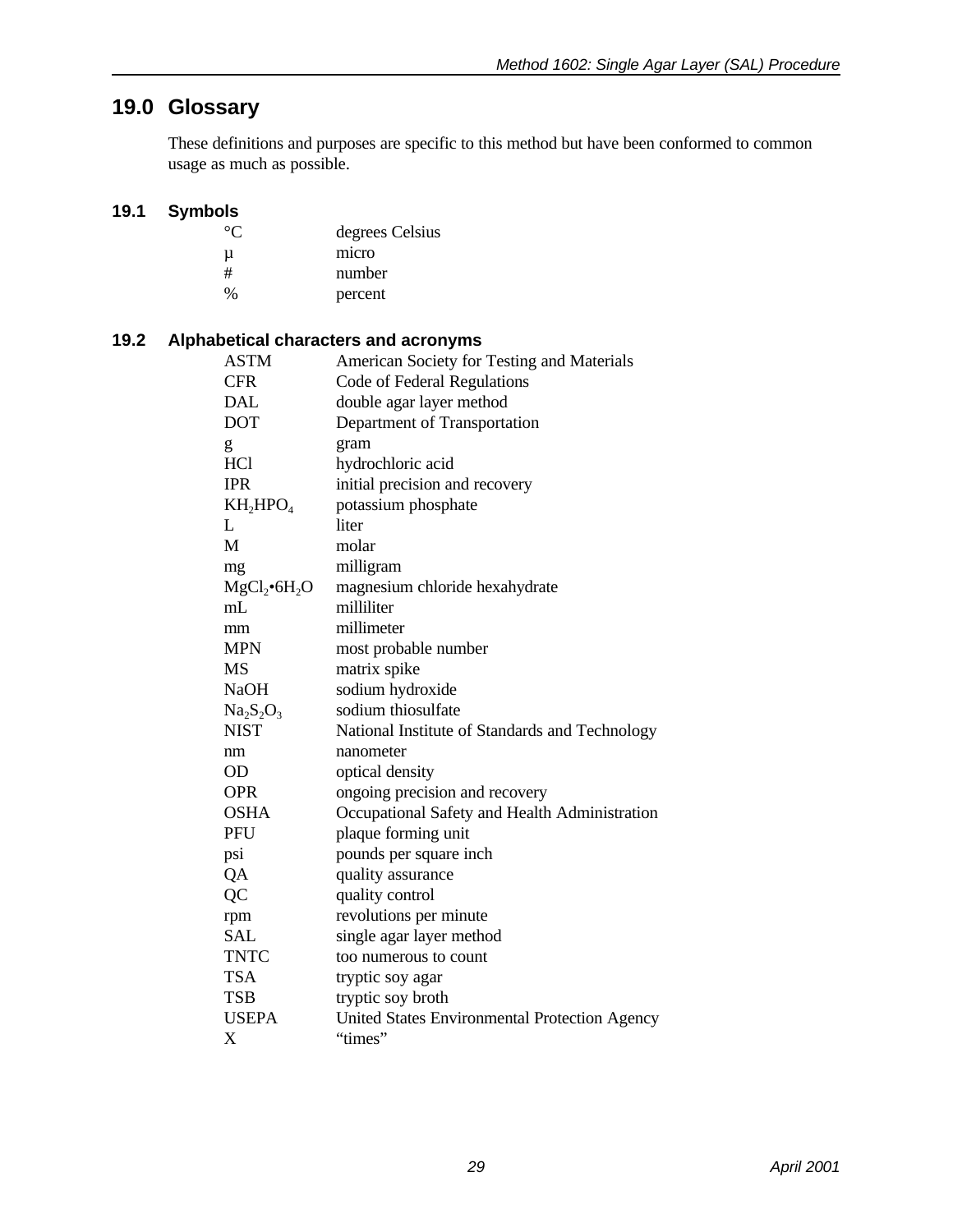## 19.0 Glossary

These definitions and purposes are specific to this method but have been conformed to common usage as much as possible.

### 19.1 Symbols

| | |
|---|---|
| °C | degrees Celsius |
| µ | micro |
| # | number |
| % | percent |

### 19.2 Alphabetical characters and acronyms

| | |
|---|---|
| ASTM | American Society for Testing and Materials |
| CFR | Code of Federal Regulations |
| DAL | double agar layer method |
| DOT | Department of Transportation |
| g | gram |
| HCl | hydrochloric acid |
| IPR | initial precision and recovery |
| $KH_2HPO_4$ | potassium phosphate |
| L | liter |
| M | molar |
| mg | milligram |
| $MgCl_2•6H_2O$ | magnesium chloride hexahydrate |
| mL | milliliter |
| mm | millimeter |
| MPN | most probable number |
| MS | matrix spike |
| NaOH | sodium hydroxide |
| $Na_2S_2O_3$ | sodium thiosulfate |
| NIST | National Institute of Standards and Technology |
| nm | nanometer |
| OD | optical density |
| OPR | ongoing precision and recovery |
| OSHA | Occupational Safety and Health Administration |
| PFU | plaque forming unit |
| psi | pounds per square inch |
| QA | quality assurance |
| QC | quality control |
| rpm | revolutions per minute |
| SAL | single agar layer method |
| TNTC | too numerous to count |
| TSA | tryptic soy agar |
| TSB | tryptic soy broth |
| USEPA | United States Environmental Protection Agency |
| X | "times" |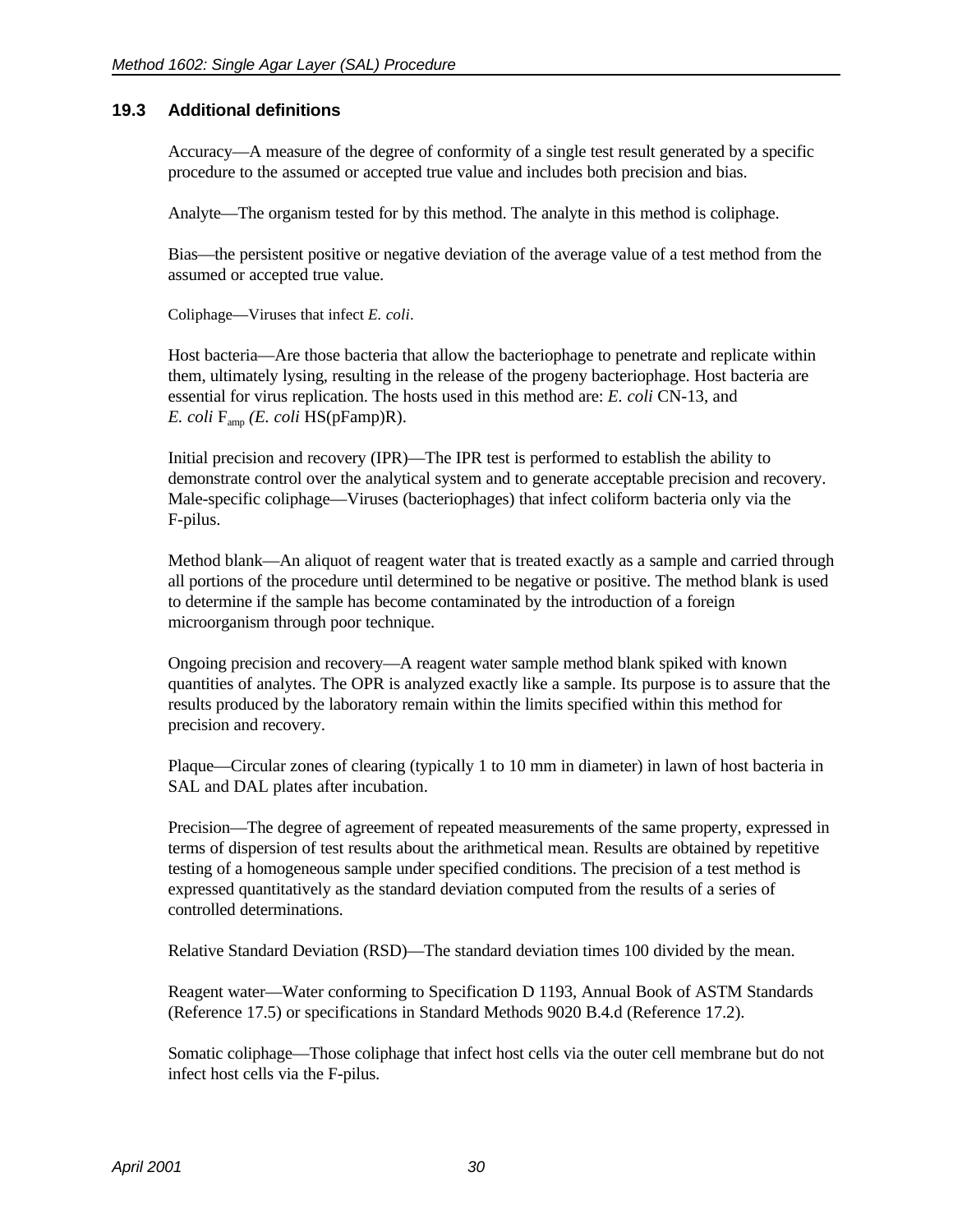### 19.3 Additional definitions

Accuracy—A measure of the degree of conformity of a single test result generated by a specific procedure to the assumed or accepted true value and includes both precision and bias.

Analyte—The organism tested for by this method. The analyte in this method is coliphage.

Bias—the persistent positive or negative deviation of the average value of a test method from the assumed or accepted true value.

Coliphage—Viruses that infect *E. coli*.

Host bacteria—Are those bacteria that allow the bacteriophage to penetrate and replicate within them, ultimately lysing, resulting in the release of the progeny bacteriophage. Host bacteria are essential for virus replication. The hosts used in this method are: *E. coli* CN-13, and *E. coli* $F_{amp}$ (*E. coli* HS(pFamp)R).

Initial precision and recovery (IPR)—The IPR test is performed to establish the ability to demonstrate control over the analytical system and to generate acceptable precision and recovery.
Male-specific coliphage—Viruses (bacteriophages) that infect coliform bacteria only via the F-pilus.

Method blank—An aliquot of reagent water that is treated exactly as a sample and carried through all portions of the procedure until determined to be negative or positive. The method blank is used to determine if the sample has become contaminated by the introduction of a foreign microorganism through poor technique.

Ongoing precision and recovery—A reagent water sample method blank spiked with known quantities of analytes. The OPR is analyzed exactly like a sample. Its purpose is to assure that the results produced by the laboratory remain within the limits specified within this method for precision and recovery.

Plaque—Circular zones of clearing (typically 1 to 10 mm in diameter) in lawn of host bacteria in SAL and DAL plates after incubation.

Precision—The degree of agreement of repeated measurements of the same property, expressed in terms of dispersion of test results about the arithmetical mean. Results are obtained by repetitive testing of a homogeneous sample under specified conditions. The precision of a test method is expressed quantitatively as the standard deviation computed from the results of a series of controlled determinations.

Relative Standard Deviation (RSD)—The standard deviation times 100 divided by the mean.

Reagent water—Water conforming to Specification D 1193, Annual Book of ASTM Standards (Reference 17.5) or specifications in Standard Methods 9020 B.4.d (Reference 17.2).

Somatic coliphage—Those coliphage that infect host cells via the outer cell membrane but do not infect host cells via the F-pilus.